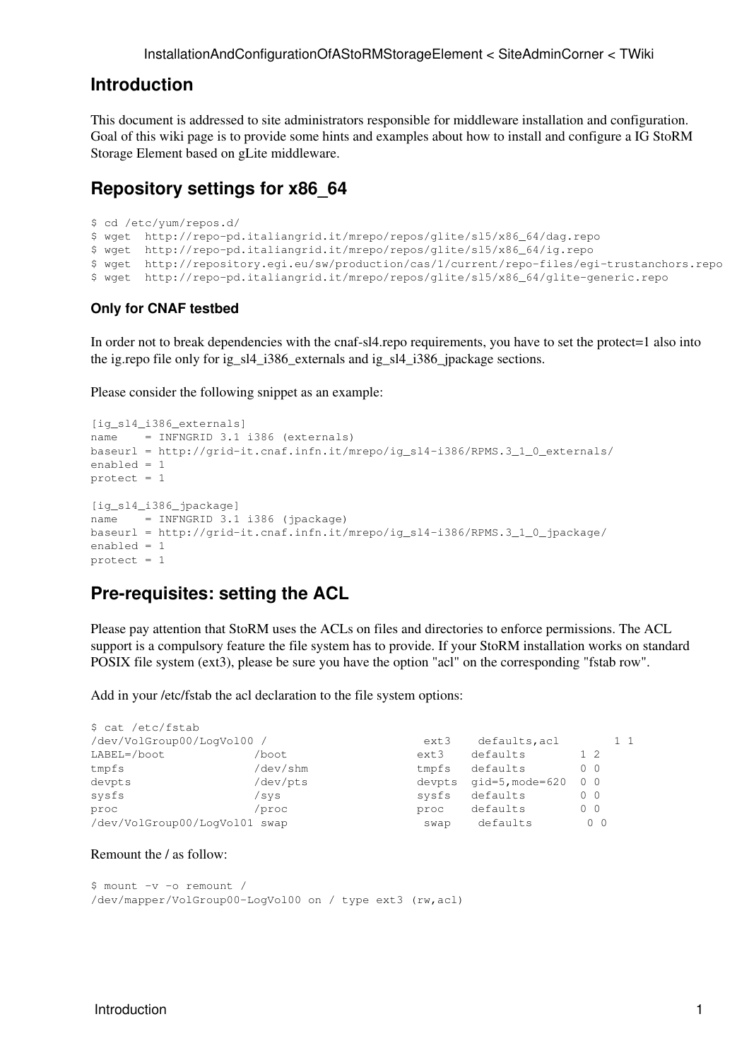## Introduction

This document is addressed to site administrators responsible for middleware installation and configuration. Goal of this wiki page is to provide some hints and examples about how to install and configure a IG StoRM Storage Element based on gLite middleware.

## Repository settings for x86_64

```
$ cd /etc/yum/repos.d/
$ wget  http://repo-pd.italiangrid.it/mrepo/repos/glite/sl5/x86_64/dag.repo
$ wget  http://repo-pd.italiangrid.it/mrepo/repos/glite/sl5/x86_64/ig.repo
$ wget  http://repository.egi.eu/sw/production/cas/1/current/repo-files/egi-trustanchors.repo
$ wget  http://repo-pd.italiangrid.it/mrepo/repos/glite/sl5/x86_64/glite-generic.repo
```

### Only for CNAF testbed

In order not to break dependencies with the cnaf-sl4.repo requirements, you have to set the protect=1 also into the ig.repo file only for ig_sl4_i386_externals and ig_sl4_i386_jpackage sections.

Please consider the following snippet as an example:

```
[ig_sl4_i386_externals]
name    = INFNGRID 3.1 i386 (externals)
baseurl = http://grid-it.cnaf.infn.it/mrepo/ig_sl4-i386/RPMS.3_1_0_externals/
enabled = 1
protect = 1

[ig_sl4_i386_jpackage]
name    = INFNGRID 3.1 i386 (jpackage)
baseurl = http://grid-it.cnaf.infn.it/mrepo/ig_sl4-i386/RPMS.3_1_0_jpackage/
enabled = 1
protect = 1
```

## Pre-requisites: setting the ACL

Please pay attention that StoRM uses the ACLs on files and directories to enforce permissions. The ACL support is a compulsory feature the file system has to provide. If your StoRM installation works on standard POSIX file system (ext3), please be sure you have the option "acl" on the corresponding "fstab row".

Add in your /etc/fstab the acl declaration to the file system options:

```
$ cat /etc/fstab
/dev/VolGroup00/LogVol00 /                        ext3    defaults,acl        1 1
LABEL=/boot             /boot                   ext3    defaults        1 2
tmpfs                   /dev/shm                tmpfs   defaults        0 0
devpts                  /dev/pts                devpts  gid=5,mode=620  0 0
sysfs                   /sys                    sysfs   defaults        0 0
proc                    /proc                   proc    defaults        0 0
/dev/VolGroup00/LogVol01 swap                    swap    defaults        0 0
```

Remount the / as follow:

```
$ mount -v -o remount /
/dev/mapper/VolGroup00-LogVol00 on / type ext3 (rw,acl)
```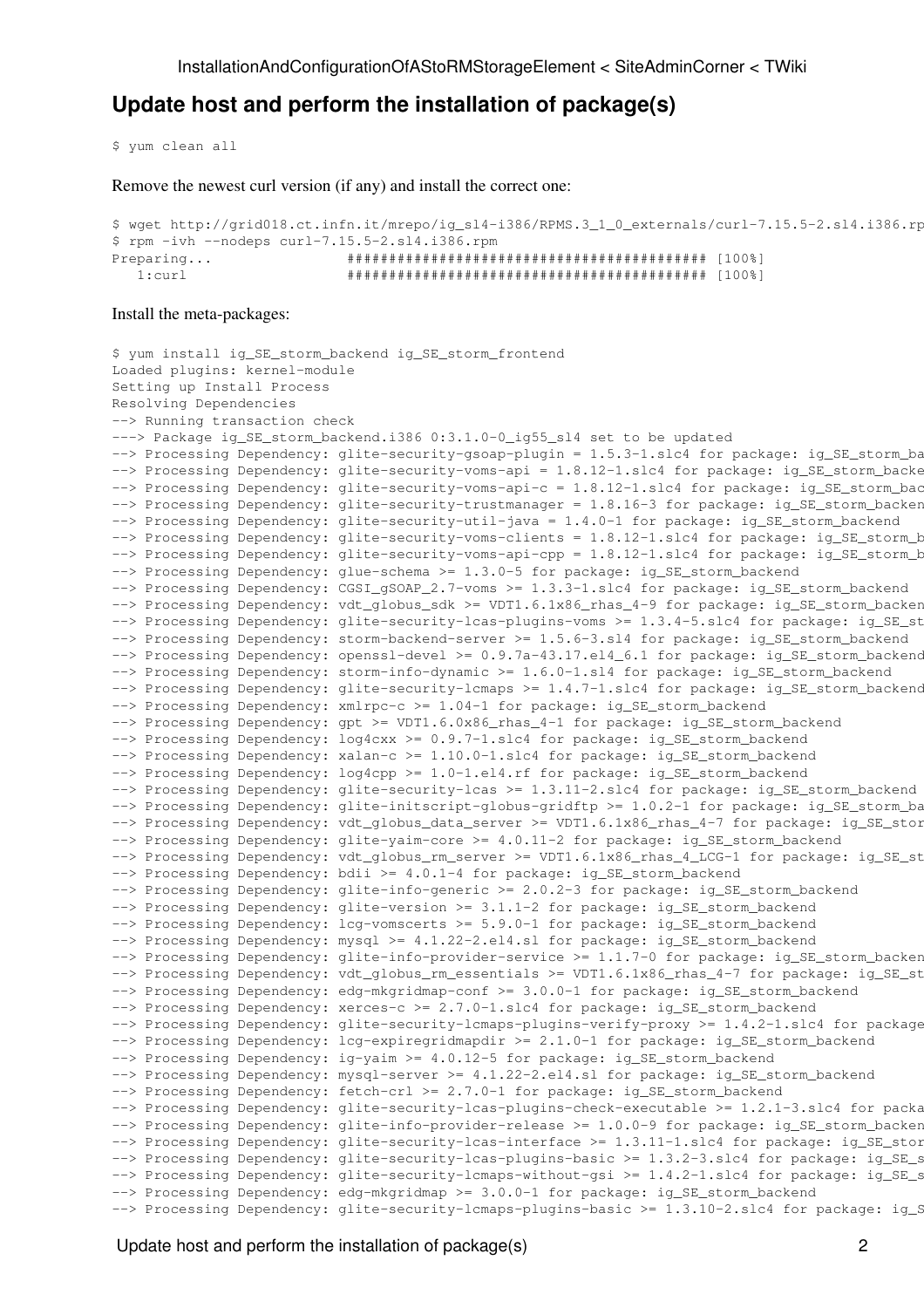## Update host and perform the installation of package(s)

```
$ yum clean all
```

Remove the newest curl version (if any) and install the correct one:

```
$ wget http://grid018.ct.infn.it/mrepo/ig_sl4-i386/RPMS.3_1_0_externals/curl-7.15.5-2.sl4.i386.rp
$ rpm -ivh --nodeps curl-7.15.5-2.sl4.i386.rpm
Preparing...                ########################################### [100%]
   1:curl                   ########################################### [100%]
```

Install the meta-packages:

```
$ yum install ig_SE_storm_backend ig_SE_storm_frontend
Loaded plugins: kernel-module
Setting up Install Process
Resolving Dependencies
--> Running transaction check
---> Package ig_SE_storm_backend.i386 0:3.1.0-0_ig55_sl4 set to be updated
--> Processing Dependency: glite-security-gsoap-plugin = 1.5.3-1.slc4 for package: ig_SE_storm_ba
--> Processing Dependency: glite-security-voms-api = 1.8.12-1.slc4 for package: ig_SE_storm_backe
--> Processing Dependency: glite-security-voms-api-c = 1.8.12-1.slc4 for package: ig_SE_storm_bac
--> Processing Dependency: glite-security-trustmanager = 1.8.16-3 for package: ig_SE_storm_backen
--> Processing Dependency: glite-security-util-java = 1.4.0-1 for package: ig_SE_storm_backend
--> Processing Dependency: glite-security-voms-clients = 1.8.12-1.slc4 for package: ig_SE_storm_b
--> Processing Dependency: glite-security-voms-api-cpp = 1.8.12-1.slc4 for package: ig_SE_storm_b
--> Processing Dependency: glue-schema >= 1.3.0-5 for package: ig_SE_storm_backend
--> Processing Dependency: CGSI_gSOAP_2.7-voms >= 1.3.3-1.slc4 for package: ig_SE_storm_backend
--> Processing Dependency: vdt_globus_sdk >= VDT1.6.1x86_rhas_4-9 for package: ig_SE_storm_backen
--> Processing Dependency: glite-security-lcas-plugins-voms >= 1.3.4-5.slc4 for package: ig_SE_st
--> Processing Dependency: storm-backend-server >= 1.5.6-3.sl4 for package: ig_SE_storm_backend
--> Processing Dependency: openssl-devel >= 0.9.7a-43.17.el4_6.1 for package: ig_SE_storm_backend
--> Processing Dependency: storm-info-dynamic >= 1.6.0-1.sl4 for package: ig_SE_storm_backend
--> Processing Dependency: glite-security-lcmaps >= 1.4.7-1.slc4 for package: ig_SE_storm_backend
--> Processing Dependency: xmlrpc-c >= 1.04-1 for package: ig_SE_storm_backend
--> Processing Dependency: gpt >= VDT1.6.0x86_rhas_4-1 for package: ig_SE_storm_backend
--> Processing Dependency: log4cxx >= 0.9.7-1.slc4 for package: ig_SE_storm_backend
--> Processing Dependency: xalan-c >= 1.10.0-1.slc4 for package: ig_SE_storm_backend
--> Processing Dependency: log4cpp >= 1.0-1.el4.rf for package: ig_SE_storm_backend
--> Processing Dependency: glite-security-lcas >= 1.3.11-2.slc4 for package: ig_SE_storm_backend
--> Processing Dependency: glite-initscript-globus-gridftp >= 1.0.2-1 for package: ig_SE_storm_ba
--> Processing Dependency: vdt_globus_data_server >= VDT1.6.1x86_rhas_4-7 for package: ig_SE_stor
--> Processing Dependency: glite-yaim-core >= 4.0.11-2 for package: ig_SE_storm_backend
--> Processing Dependency: vdt_globus_rm_server >= VDT1.6.1x86_rhas_4_LCG-1 for package: ig_SE_st
--> Processing Dependency: bdii >= 4.0.1-4 for package: ig_SE_storm_backend
--> Processing Dependency: glite-info-generic >= 2.0.2-3 for package: ig_SE_storm_backend
--> Processing Dependency: glite-version >= 3.1.1-2 for package: ig_SE_storm_backend
--> Processing Dependency: lcg-vomscerts >= 5.9.0-1 for package: ig_SE_storm_backend
--> Processing Dependency: mysql >= 4.1.22-2.el4.sl for package: ig_SE_storm_backend
--> Processing Dependency: glite-info-provider-service >= 1.1.7-0 for package: ig_SE_storm_backen
--> Processing Dependency: vdt_globus_rm_essentials >= VDT1.6.1x86_rhas_4-7 for package: ig_SE_st
--> Processing Dependency: edg-mkgridmap-conf >= 3.0.0-1 for package: ig_SE_storm_backend
--> Processing Dependency: xerces-c >= 2.7.0-1.slc4 for package: ig_SE_storm_backend
--> Processing Dependency: glite-security-lcmaps-plugins-verify-proxy >= 1.4.2-1.slc4 for package
--> Processing Dependency: lcg-expiregridmapdir >= 2.1.0-1 for package: ig_SE_storm_backend
--> Processing Dependency: ig-yaim >= 4.0.12-5 for package: ig_SE_storm_backend
--> Processing Dependency: mysql-server >= 4.1.22-2.el4.sl for package: ig_SE_storm_backend
--> Processing Dependency: fetch-crl >= 2.7.0-1 for package: ig_SE_storm_backend
--> Processing Dependency: glite-security-lcas-plugins-check-executable >= 1.2.1-3.slc4 for packa
--> Processing Dependency: glite-info-provider-release >= 1.0.0-9 for package: ig_SE_storm_backen
--> Processing Dependency: glite-security-lcas-interface >= 1.3.11-1.slc4 for package: ig_SE_stor
--> Processing Dependency: glite-security-lcas-plugins-basic >= 1.3.2-3.slc4 for package: ig_SE_s
--> Processing Dependency: glite-security-lcmaps-without-gsi >= 1.4.2-1.slc4 for package: ig_SE_s
--> Processing Dependency: edg-mkgridmap >= 3.0.0-1 for package: ig_SE_storm_backend
--> Processing Dependency: glite-security-lcmaps-plugins-basic >= 1.3.10-2.slc4 for package: ig_S
```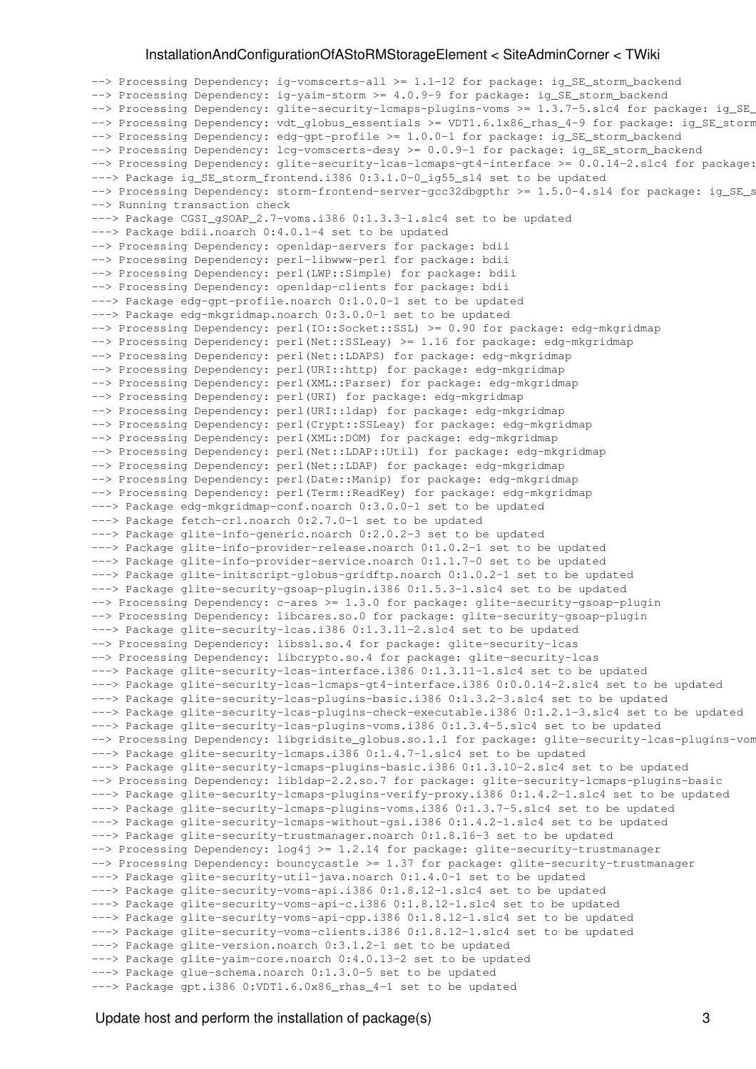```
--> Processing Dependency: ig-vomscerts-all >= 1.1-12 for package: ig_SE_storm_backend
--> Processing Dependency: ig-yaim-storm >= 4.0.9-9 for package: ig_SE_storm_backend
--> Processing Dependency: glite-security-lcmaps-plugins-voms >= 1.3.7-5.slc4 for package: ig_SE_
--> Processing Dependency: vdt_globus_essentials >= VDT1.6.1x86_rhas_4-9 for package: ig_SE_storm
--> Processing Dependency: edg-gpt-profile >= 1.0.0-1 for package: ig_SE_storm_backend
--> Processing Dependency: lcg-vomscerts-desy >= 0.0.9-1 for package: ig_SE_storm_backend
--> Processing Dependency: glite-security-lcas-lcmaps-gt4-interface >= 0.0.14-2.slc4 for package:
---> Package ig_SE_storm_frontend.i386 0:3.1.0-0_ig55_sl4 set to be updated
--> Processing Dependency: storm-frontend-server-gcc32dbgpthr >= 1.5.0-4.sl4 for package: ig_SE_s
--> Running transaction check
---> Package CGSI_gSOAP_2.7-voms.i386 0:1.3.3-1.slc4 set to be updated
---> Package bdii.noarch 0:4.0.1-4 set to be updated
--> Processing Dependency: openldap-servers for package: bdii
--> Processing Dependency: perl-libwww-perl for package: bdii
--> Processing Dependency: perl(LWP::Simple) for package: bdii
--> Processing Dependency: openldap-clients for package: bdii
---> Package edg-gpt-profile.noarch 0:1.0.0-1 set to be updated
---> Package edg-mkgridmap.noarch 0:3.0.0-1 set to be updated
--> Processing Dependency: perl(IO::Socket::SSL) >= 0.90 for package: edg-mkgridmap
--> Processing Dependency: perl(Net::SSLeay) >= 1.16 for package: edg-mkgridmap
--> Processing Dependency: perl(Net::LDAPS) for package: edg-mkgridmap
--> Processing Dependency: perl(URI::http) for package: edg-mkgridmap
--> Processing Dependency: perl(XML::Parser) for package: edg-mkgridmap
--> Processing Dependency: perl(URI) for package: edg-mkgridmap
--> Processing Dependency: perl(URI::ldap) for package: edg-mkgridmap
--> Processing Dependency: perl(Crypt::SSLeay) for package: edg-mkgridmap
--> Processing Dependency: perl(XML::DOM) for package: edg-mkgridmap
--> Processing Dependency: perl(Net::LDAP::Util) for package: edg-mkgridmap
--> Processing Dependency: perl(Net::LDAP) for package: edg-mkgridmap
--> Processing Dependency: perl(Date::Manip) for package: edg-mkgridmap
--> Processing Dependency: perl(Term::ReadKey) for package: edg-mkgridmap
---> Package edg-mkgridmap-conf.noarch 0:3.0.0-1 set to be updated
---> Package fetch-crl.noarch 0:2.7.0-1 set to be updated
---> Package glite-info-generic.noarch 0:2.0.2-3 set to be updated
---> Package glite-info-provider-release.noarch 0:1.0.2-1 set to be updated
---> Package glite-info-provider-service.noarch 0:1.1.7-0 set to be updated
---> Package glite-initscript-globus-gridftp.noarch 0:1.0.2-1 set to be updated
---> Package glite-security-gsoap-plugin.i386 0:1.5.3-1.slc4 set to be updated
--> Processing Dependency: c-ares >= 1.3.0 for package: glite-security-gsoap-plugin
--> Processing Dependency: libcares.so.0 for package: glite-security-gsoap-plugin
---> Package glite-security-lcas.i386 0:1.3.11-2.slc4 set to be updated
--> Processing Dependency: libssl.so.4 for package: glite-security-lcas
--> Processing Dependency: libcrypto.so.4 for package: glite-security-lcas
---> Package glite-security-lcas-interface.i386 0:1.3.11-1.slc4 set to be updated
---> Package glite-security-lcas-lcmaps-gt4-interface.i386 0:0.0.14-2.slc4 set to be updated
---> Package glite-security-lcas-plugins-basic.i386 0:1.3.2-3.slc4 set to be updated
---> Package glite-security-lcas-plugins-check-executable.i386 0:1.2.1-3.slc4 set to be updated
---> Package glite-security-lcas-plugins-voms.i386 0:1.3.4-5.slc4 set to be updated
--> Processing Dependency: libgridsite_globus.so.1.1 for package: glite-security-lcas-plugins-vom
---> Package glite-security-lcmaps.i386 0:1.4.7-1.slc4 set to be updated
---> Package glite-security-lcmaps-plugins-basic.i386 0:1.3.10-2.slc4 set to be updated
--> Processing Dependency: libldap-2.2.so.7 for package: glite-security-lcmaps-plugins-basic
---> Package glite-security-lcmaps-plugins-verify-proxy.i386 0:1.4.2-1.slc4 set to be updated
---> Package glite-security-lcmaps-plugins-voms.i386 0:1.3.7-5.slc4 set to be updated
---> Package glite-security-lcmaps-without-gsi.i386 0:1.4.2-1.slc4 set to be updated
---> Package glite-security-trustmanager.noarch 0:1.8.16-3 set to be updated
--> Processing Dependency: log4j >= 1.2.14 for package: glite-security-trustmanager
--> Processing Dependency: bouncycastle >= 1.37 for package: glite-security-trustmanager
---> Package glite-security-util-java.noarch 0:1.4.0-1 set to be updated
---> Package glite-security-voms-api.i386 0:1.8.12-1.slc4 set to be updated
---> Package glite-security-voms-api-c.i386 0:1.8.12-1.slc4 set to be updated
---> Package glite-security-voms-api-cpp.i386 0:1.8.12-1.slc4 set to be updated
---> Package glite-security-voms-clients.i386 0:1.8.12-1.slc4 set to be updated
---> Package glite-version.noarch 0:3.1.2-1 set to be updated
---> Package glite-yaim-core.noarch 0:4.0.13-2 set to be updated
---> Package glue-schema.noarch 0:1.3.0-5 set to be updated
---> Package gpt.i386 0:VDT1.6.0x86_rhas_4-1 set to be updated
```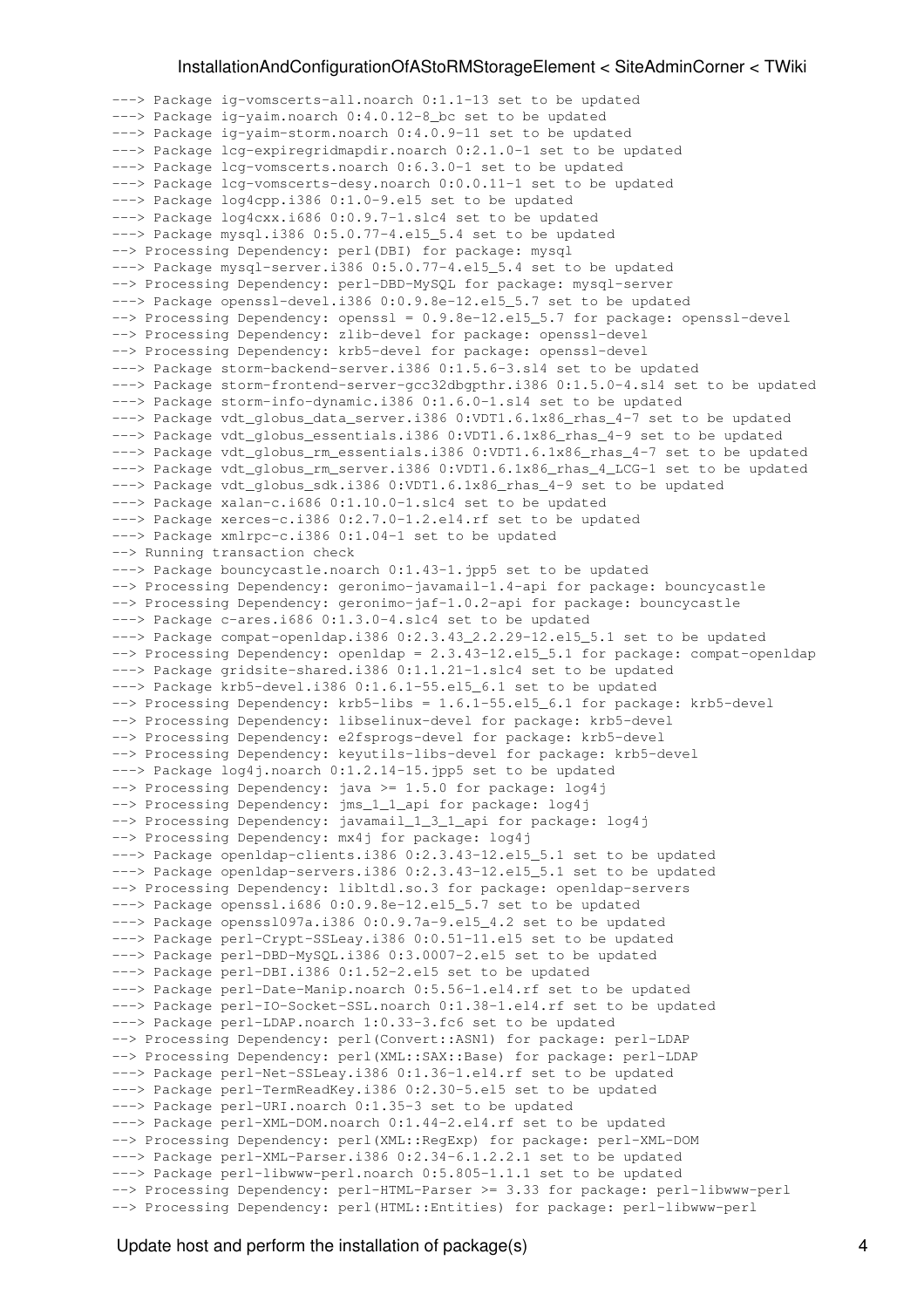```
---> Package ig-vomscerts-all.noarch 0:1.1-13 set to be updated
---> Package ig-yaim.noarch 0:4.0.12-8_bc set to be updated
---> Package ig-yaim-storm.noarch 0:4.0.9-11 set to be updated
---> Package lcg-expiregridmapdir.noarch 0:2.1.0-1 set to be updated
---> Package lcg-vomscerts.noarch 0:6.3.0-1 set to be updated
---> Package lcg-vomscerts-desy.noarch 0:0.0.11-1 set to be updated
---> Package log4cpp.i386 0:1.0-9.el5 set to be updated
---> Package log4cxx.i686 0:0.9.7-1.slc4 set to be updated
---> Package mysql.i386 0:5.0.77-4.el5_5.4 set to be updated
--> Processing Dependency: perl(DBI) for package: mysql
---> Package mysql-server.i386 0:5.0.77-4.el5_5.4 set to be updated
--> Processing Dependency: perl-DBD-MySQL for package: mysql-server
---> Package openssl-devel.i386 0:0.9.8e-12.el5_5.7 set to be updated
--> Processing Dependency: openssl = 0.9.8e-12.el5_5.7 for package: openssl-devel
--> Processing Dependency: zlib-devel for package: openssl-devel
--> Processing Dependency: krb5-devel for package: openssl-devel
---> Package storm-backend-server.i386 0:1.5.6-3.sl4 set to be updated
---> Package storm-frontend-server-gcc32dbgpthr.i386 0:1.5.0-4.sl4 set to be updated
---> Package storm-info-dynamic.i386 0:1.6.0-1.sl4 set to be updated
---> Package vdt_globus_data_server.i386 0:VDT1.6.1x86_rhas_4-7 set to be updated
---> Package vdt_globus_essentials.i386 0:VDT1.6.1x86_rhas_4-9 set to be updated
---> Package vdt_globus_rm_essentials.i386 0:VDT1.6.1x86_rhas_4-7 set to be updated
---> Package vdt_globus_rm_server.i386 0:VDT1.6.1x86_rhas_4_LCG-1 set to be updated
---> Package vdt_globus_sdk.i386 0:VDT1.6.1x86_rhas_4-9 set to be updated
---> Package xalan-c.i686 0:1.10.0-1.slc4 set to be updated
---> Package xerces-c.i386 0:2.7.0-1.2.el4.rf set to be updated
---> Package xmlrpc-c.i386 0:1.04-1 set to be updated
--> Running transaction check
---> Package bouncycastle.noarch 0:1.43-1.jpp5 set to be updated
--> Processing Dependency: geronimo-javamail-1.4-api for package: bouncycastle
--> Processing Dependency: geronimo-jaf-1.0.2-api for package: bouncycastle
---> Package c-ares.i686 0:1.3.0-4.slc4 set to be updated
---> Package compat-openldap.i386 0:2.3.43_2.2.29-12.el5_5.1 set to be updated
--> Processing Dependency: openldap = 2.3.43-12.el5_5.1 for package: compat-openldap
---> Package gridsite-shared.i386 0:1.1.21-1.slc4 set to be updated
---> Package krb5-devel.i386 0:1.6.1-55.el5_6.1 set to be updated
--> Processing Dependency: krb5-libs = 1.6.1-55.el5_6.1 for package: krb5-devel
--> Processing Dependency: libselinux-devel for package: krb5-devel
--> Processing Dependency: e2fsprogs-devel for package: krb5-devel
--> Processing Dependency: keyutils-libs-devel for package: krb5-devel
---> Package log4j.noarch 0:1.2.14-15.jpp5 set to be updated
--> Processing Dependency: java >= 1.5.0 for package: log4j
--> Processing Dependency: jms_1_1_api for package: log4j
--> Processing Dependency: javamail_1_3_1_api for package: log4j
--> Processing Dependency: mx4j for package: log4j
---> Package openldap-clients.i386 0:2.3.43-12.el5_5.1 set to be updated
---> Package openldap-servers.i386 0:2.3.43-12.el5_5.1 set to be updated
--> Processing Dependency: libltdl.so.3 for package: openldap-servers
---> Package openssl.i686 0:0.9.8e-12.el5_5.7 set to be updated
---> Package openssl097a.i386 0:0.9.7a-9.el5_4.2 set to be updated
---> Package perl-Crypt-SSLeay.i386 0:0.51-11.el5 set to be updated
---> Package perl-DBD-MySQL.i386 0:3.0007-2.el5 set to be updated
---> Package perl-DBI.i386 0:1.52-2.el5 set to be updated
---> Package perl-Date-Manip.noarch 0:5.56-1.el4.rf set to be updated
---> Package perl-IO-Socket-SSL.noarch 0:1.38-1.el4.rf set to be updated
---> Package perl-LDAP.noarch 1:0.33-3.fc6 set to be updated
--> Processing Dependency: perl(Convert::ASN1) for package: perl-LDAP
--> Processing Dependency: perl(XML::SAX::Base) for package: perl-LDAP
---> Package perl-Net-SSLeay.i386 0:1.36-1.el4.rf set to be updated
---> Package perl-TermReadKey.i386 0:2.30-5.el5 set to be updated
---> Package perl-URI.noarch 0:1.35-3 set to be updated
---> Package perl-XML-DOM.noarch 0:1.44-2.el4.rf set to be updated
--> Processing Dependency: perl(XML::RegExp) for package: perl-XML-DOM
---> Package perl-XML-Parser.i386 0:2.34-6.1.2.2.1 set to be updated
---> Package perl-libwww-perl.noarch 0:5.805-1.1.1 set to be updated
--> Processing Dependency: perl-HTML-Parser >= 3.33 for package: perl-libwww-perl
--> Processing Dependency: perl(HTML::Entities) for package: perl-libwww-perl
```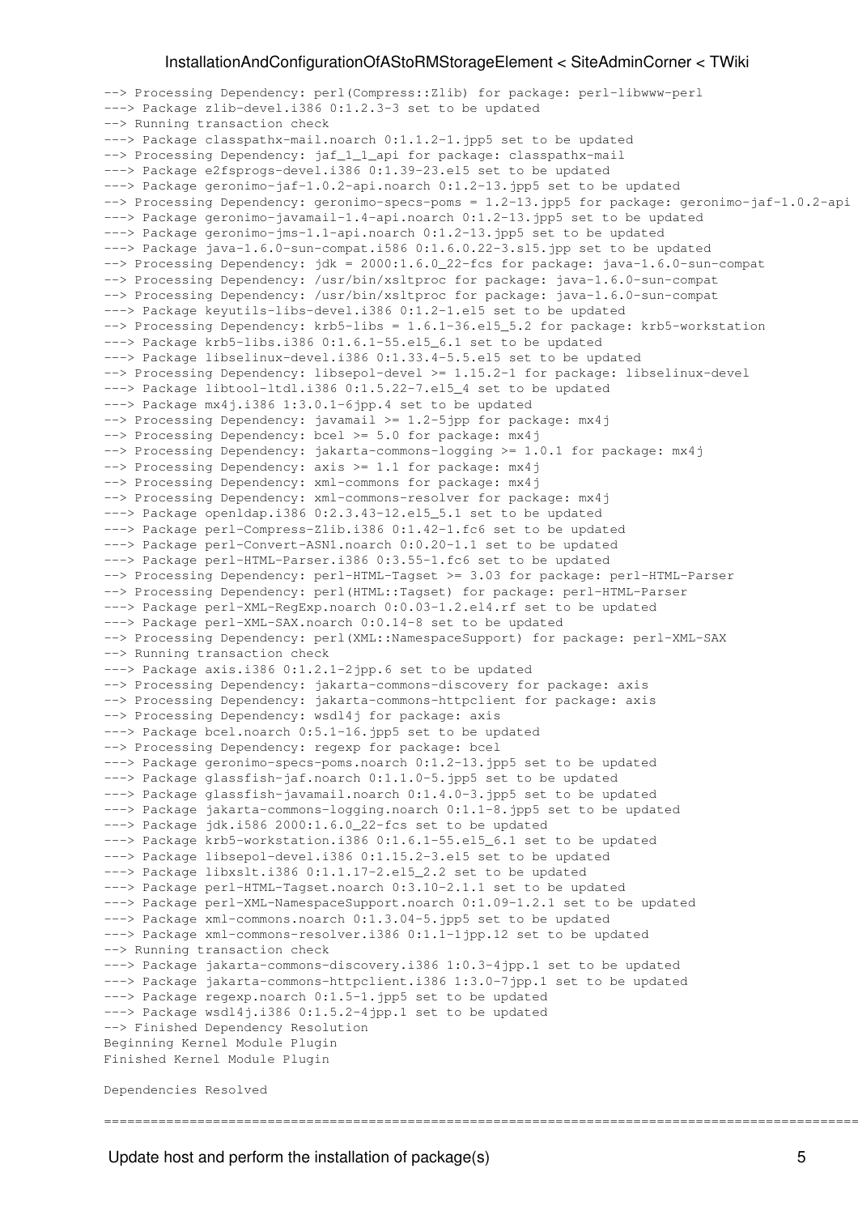```
--> Processing Dependency: perl(Compress::Zlib) for package: perl-libwww-perl
---> Package zlib-devel.i386 0:1.2.3-3 set to be updated
--> Running transaction check
---> Package classpathx-mail.noarch 0:1.1.2-1.jpp5 set to be updated
--> Processing Dependency: jaf_1_1_api for package: classpathx-mail
---> Package e2fsprogs-devel.i386 0:1.39-23.el5 set to be updated
---> Package geronimo-jaf-1.0.2-api.noarch 0:1.2-13.jpp5 set to be updated
--> Processing Dependency: geronimo-specs-poms = 1.2-13.jpp5 for package: geronimo-jaf-1.0.2-api
---> Package geronimo-javamail-1.4-api.noarch 0:1.2-13.jpp5 set to be updated
---> Package geronimo-jms-1.1-api.noarch 0:1.2-13.jpp5 set to be updated
---> Package java-1.6.0-sun-compat.i586 0:1.6.0.22-3.sl5.jpp set to be updated
--> Processing Dependency: jdk = 2000:1.6.0_22-fcs for package: java-1.6.0-sun-compat
--> Processing Dependency: /usr/bin/xsltproc for package: java-1.6.0-sun-compat
--> Processing Dependency: /usr/bin/xsltproc for package: java-1.6.0-sun-compat
---> Package keyutils-libs-devel.i386 0:1.2-1.el5 set to be updated
--> Processing Dependency: krb5-libs = 1.6.1-36.el5_5.2 for package: krb5-workstation
---> Package krb5-libs.i386 0:1.6.1-55.el5_6.1 set to be updated
---> Package libselinux-devel.i386 0:1.33.4-5.5.el5 set to be updated
--> Processing Dependency: libsepol-devel >= 1.15.2-1 for package: libselinux-devel
---> Package libtool-ltdl.i386 0:1.5.22-7.el5_4 set to be updated
---> Package mx4j.i386 1:3.0.1-6jpp.4 set to be updated
--> Processing Dependency: javamail >= 1.2-5jpp for package: mx4j
--> Processing Dependency: bcel >= 5.0 for package: mx4j
--> Processing Dependency: jakarta-commons-logging >= 1.0.1 for package: mx4j
--> Processing Dependency: axis >= 1.1 for package: mx4j
--> Processing Dependency: xml-commons for package: mx4j
--> Processing Dependency: xml-commons-resolver for package: mx4j
---> Package openldap.i386 0:2.3.43-12.el5_5.1 set to be updated
---> Package perl-Compress-Zlib.i386 0:1.42-1.fc6 set to be updated
---> Package perl-Convert-ASN1.noarch 0:0.20-1.1 set to be updated
---> Package perl-HTML-Parser.i386 0:3.55-1.fc6 set to be updated
--> Processing Dependency: perl-HTML-Tagset >= 3.03 for package: perl-HTML-Parser
--> Processing Dependency: perl(HTML::Tagset) for package: perl-HTML-Parser
---> Package perl-XML-RegExp.noarch 0:0.03-1.2.el4.rf set to be updated
---> Package perl-XML-SAX.noarch 0:0.14-8 set to be updated
--> Processing Dependency: perl(XML::NamespaceSupport) for package: perl-XML-SAX
--> Running transaction check
---> Package axis.i386 0:1.2.1-2jpp.6 set to be updated
--> Processing Dependency: jakarta-commons-discovery for package: axis
--> Processing Dependency: jakarta-commons-httpclient for package: axis
--> Processing Dependency: wsdl4j for package: axis
---> Package bcel.noarch 0:5.1-16.jpp5 set to be updated
--> Processing Dependency: regexp for package: bcel
---> Package geronimo-specs-poms.noarch 0:1.2-13.jpp5 set to be updated
---> Package glassfish-jaf.noarch 0:1.1.0-5.jpp5 set to be updated
---> Package glassfish-javamail.noarch 0:1.4.0-3.jpp5 set to be updated
---> Package jakarta-commons-logging.noarch 0:1.1-8.jpp5 set to be updated
---> Package jdk.i586 2000:1.6.0_22-fcs set to be updated
---> Package krb5-workstation.i386 0:1.6.1-55.el5_6.1 set to be updated
---> Package libsepol-devel.i386 0:1.15.2-3.el5 set to be updated
---> Package libxslt.i386 0:1.1.17-2.el5_2.2 set to be updated
---> Package perl-HTML-Tagset.noarch 0:3.10-2.1.1 set to be updated
---> Package perl-XML-NamespaceSupport.noarch 0:1.09-1.2.1 set to be updated
---> Package xml-commons.noarch 0:1.3.04-5.jpp5 set to be updated
---> Package xml-commons-resolver.i386 0:1.1-1jpp.12 set to be updated
--> Running transaction check
---> Package jakarta-commons-discovery.i386 1:0.3-4jpp.1 set to be updated
---> Package jakarta-commons-httpclient.i386 1:3.0-7jpp.1 set to be updated
---> Package regexp.noarch 0:1.5-1.jpp5 set to be updated
---> Package wsdl4j.i386 0:1.5.2-4jpp.1 set to be updated
--> Finished Dependency Resolution
Beginning Kernel Module Plugin
Finished Kernel Module Plugin

Dependencies Resolved

==================================================================================================
```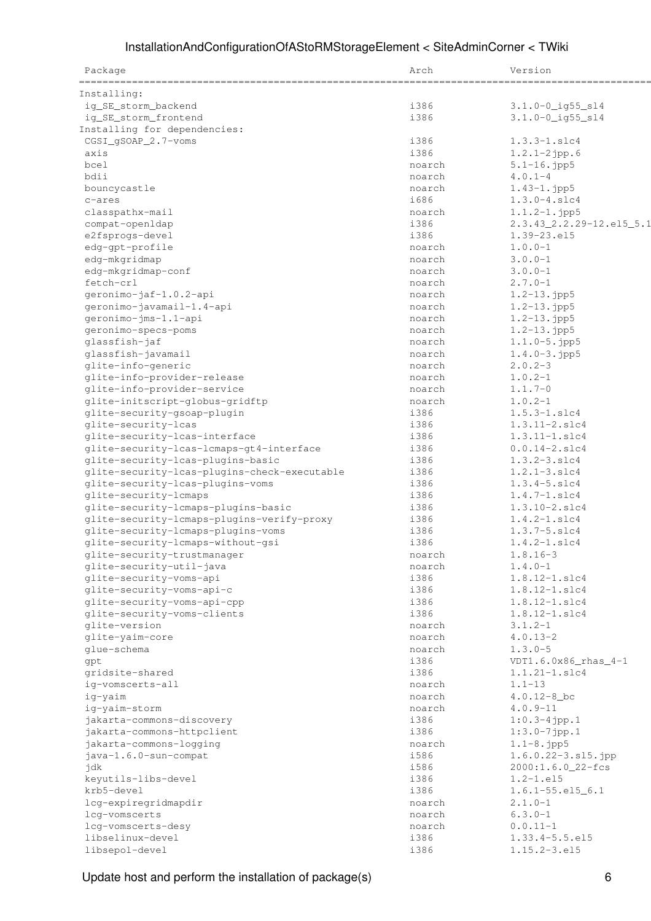```
 Package                                          Arch          Version
================================================================================================
Installing:
 ig_SE_storm_backend                              i386          3.1.0-0_ig55_sl4
 ig_SE_storm_frontend                             i386          3.1.0-0_ig55_sl4
Installing for dependencies:
 CGSI_gSOAP_2.7-voms                              i386          1.3.3-1.slc4
 axis                                             i386          1.2.1-2jpp.6
 bcel                                             noarch        5.1-16.jpp5
 bdii                                             noarch        4.0.1-4
 bouncycastle                                     noarch        1.43-1.jpp5
 c-ares                                           i686          1.3.0-4.slc4
 classpathx-mail                                  noarch        1.1.2-1.jpp5
 compat-openldap                                  i386          2.3.43_2.2.29-12.el5_5.1
 e2fsprogs-devel                                  i386          1.39-23.el5
 edg-gpt-profile                                  noarch        1.0.0-1
 edg-mkgridmap                                    noarch        3.0.0-1
 edg-mkgridmap-conf                               noarch        3.0.0-1
 fetch-crl                                        noarch        2.7.0-1
 geronimo-jaf-1.0.2-api                           noarch        1.2-13.jpp5
 geronimo-javamail-1.4-api                        noarch        1.2-13.jpp5
 geronimo-jms-1.1-api                             noarch        1.2-13.jpp5
 geronimo-specs-poms                              noarch        1.2-13.jpp5
 glassfish-jaf                                    noarch        1.1.0-5.jpp5
 glassfish-javamail                               noarch        1.4.0-3.jpp5
 glite-info-generic                               noarch        2.0.2-3
 glite-info-provider-release                      noarch        1.0.2-1
 glite-info-provider-service                      noarch        1.1.7-0
 glite-initscript-globus-gridftp                  noarch        1.0.2-1
 glite-security-gsoap-plugin                      i386          1.5.3-1.slc4
 glite-security-lcas                              i386          1.3.11-2.slc4
 glite-security-lcas-interface                    i386          1.3.11-1.slc4
 glite-security-lcas-lcmaps-gt4-interface         i386          0.0.14-2.slc4
 glite-security-lcas-plugins-basic                i386          1.3.2-3.slc4
 glite-security-lcas-plugins-check-executable     i386          1.2.1-3.slc4
 glite-security-lcas-plugins-voms                 i386          1.3.4-5.slc4
 glite-security-lcmaps                            i386          1.4.7-1.slc4
 glite-security-lcmaps-plugins-basic              i386          1.3.10-2.slc4
 glite-security-lcmaps-plugins-verify-proxy       i386          1.4.2-1.slc4
 glite-security-lcmaps-plugins-voms               i386          1.3.7-5.slc4
 glite-security-lcmaps-without-gsi                i386          1.4.2-1.slc4
 glite-security-trustmanager                      noarch        1.8.16-3
 glite-security-util-java                         noarch        1.4.0-1
 glite-security-voms-api                          i386          1.8.12-1.slc4
 glite-security-voms-api-c                        i386          1.8.12-1.slc4
 glite-security-voms-api-cpp                      i386          1.8.12-1.slc4
 glite-security-voms-clients                      i386          1.8.12-1.slc4
 glite-version                                    noarch        3.1.2-1
 glite-yaim-core                                  noarch        4.0.13-2
 glue-schema                                      noarch        1.3.0-5
 gpt                                              i386          VDT1.6.0x86_rhas_4-1
 gridsite-shared                                  i386          1.1.21-1.slc4
 ig-vomscerts-all                                 noarch        1.1-13
 ig-yaim                                          noarch        4.0.12-8_bc
 ig-yaim-storm                                    noarch        4.0.9-11
 jakarta-commons-discovery                        i386          1:0.3-4jpp.1
 jakarta-commons-httpclient                       i386          1:3.0-7jpp.1
 jakarta-commons-logging                          noarch        1.1-8.jpp5
 java-1.6.0-sun-compat                            i586          1.6.0.22-3.sl5.jpp
 jdk                                              i586          2000:1.6.0_22-fcs
 keyutils-libs-devel                              i386          1.2-1.el5
 krb5-devel                                       i386          1.6.1-55.el5_6.1
 lcg-expiregridmapdir                             noarch        2.1.0-1
 lcg-vomscerts                                    noarch        6.3.0-1
 lcg-vomscerts-desy                               noarch        0.0.11-1
 libselinux-devel                                 i386          1.33.4-5.5.el5
 libsepol-devel                                   i386          1.15.2-3.el5
```

Update host and perform the installation of package(s)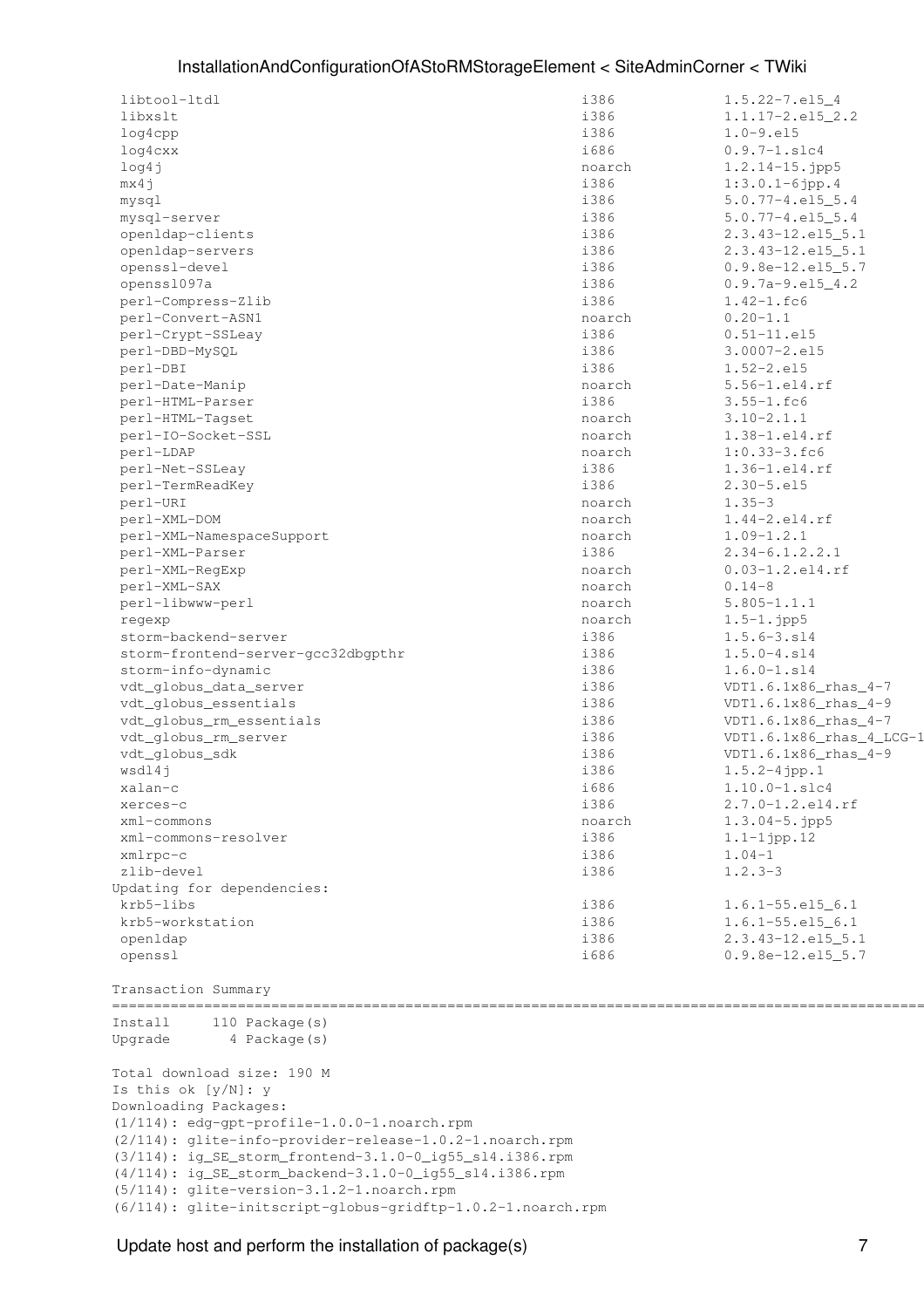```
 libtool-ltdl                                             i386           1.5.22-7.el5_4
 libxslt                                                  i386           1.1.17-2.el5_2.2
 log4cpp                                                  i386           1.0-9.el5
 log4cxx                                                  i686           0.9.7-1.slc4
 log4j                                                    noarch         1.2.14-15.jpp5
 mx4j                                                     i386           1:3.0.1-6jpp.4
 mysql                                                    i386           5.0.77-4.el5_5.4
 mysql-server                                             i386           5.0.77-4.el5_5.4
 openldap-clients                                         i386           2.3.43-12.el5_5.1
 openldap-servers                                         i386           2.3.43-12.el5_5.1
 openssl-devel                                            i386           0.9.8e-12.el5_5.7
 openssl097a                                              i386           0.9.7a-9.el5_4.2
 perl-Compress-Zlib                                       i386           1.42-1.fc6
 perl-Convert-ASN1                                        noarch         0.20-1.1
 perl-Crypt-SSLeay                                        i386           0.51-11.el5
 perl-DBD-MySQL                                           i386           3.0007-2.el5
 perl-DBI                                                 i386           1.52-2.el5
 perl-Date-Manip                                          noarch         5.56-1.el4.rf
 perl-HTML-Parser                                         i386           3.55-1.fc6
 perl-HTML-Tagset                                         noarch         3.10-2.1.1
 perl-IO-Socket-SSL                                       noarch         1.38-1.el4.rf
 perl-LDAP                                                noarch         1:0.33-3.fc6
 perl-Net-SSLeay                                          i386           1.36-1.el4.rf
 perl-TermReadKey                                         i386           2.30-5.el5
 perl-URI                                                 noarch         1.35-3
 perl-XML-DOM                                             noarch         1.44-2.el4.rf
 perl-XML-NamespaceSupport                                noarch         1.09-1.2.1
 perl-XML-Parser                                          i386           2.34-6.1.2.2.1
 perl-XML-RegExp                                          noarch         0.03-1.2.el4.rf
 perl-XML-SAX                                             noarch         0.14-8
 perl-libwww-perl                                         noarch         5.805-1.1.1
 regexp                                                   noarch         1.5-1.jpp5
 storm-backend-server                                     i386           1.5.6-3.sl4
 storm-frontend-server-gcc32dbgpthr                       i386           1.5.0-4.sl4
 storm-info-dynamic                                       i386           1.6.0-1.sl4
 vdt_globus_data_server                                   i386           VDT1.6.1x86_rhas_4-7
 vdt_globus_essentials                                    i386           VDT1.6.1x86_rhas_4-9
 vdt_globus_rm_essentials                                 i386           VDT1.6.1x86_rhas_4-7
 vdt_globus_rm_server                                     i386           VDT1.6.1x86_rhas_4_LCG-1
 vdt_globus_sdk                                           i386           VDT1.6.1x86_rhas_4-9
 wsdl4j                                                   i386           1.5.2-4jpp.1
 xalan-c                                                  i686           1.10.0-1.slc4
 xerces-c                                                 i386           2.7.0-1.2.el4.rf
 xml-commons                                              noarch         1.3.04-5.jpp5
 xml-commons-resolver                                     i386           1.1-1jpp.12
 xmlrpc-c                                                 i386           1.04-1
 zlib-devel                                               i386           1.2.3-3
Updating for dependencies:
 krb5-libs                                                i386           1.6.1-55.el5_6.1
 krb5-workstation                                         i386           1.6.1-55.el5_6.1
 openldap                                                 i386           2.3.43-12.el5_5.1
 openssl                                                  i686           0.9.8e-12.el5_5.7

Transaction Summary
=====================================================================================================
Install     110 Package(s)
Upgrade       4 Package(s)

Total download size: 190 M
Is this ok [y/N]: y
Downloading Packages:
(1/114): edg-gpt-profile-1.0.0-1.noarch.rpm
(2/114): glite-info-provider-release-1.0.2-1.noarch.rpm
(3/114): ig_SE_storm_frontend-3.1.0-0_ig55_sl4.i386.rpm
(4/114): ig_SE_storm_backend-3.1.0-0_ig55_sl4.i386.rpm
(5/114): glite-version-3.1.2-1.noarch.rpm
(6/114): glite-initscript-globus-gridftp-1.0.2-1.noarch.rpm
```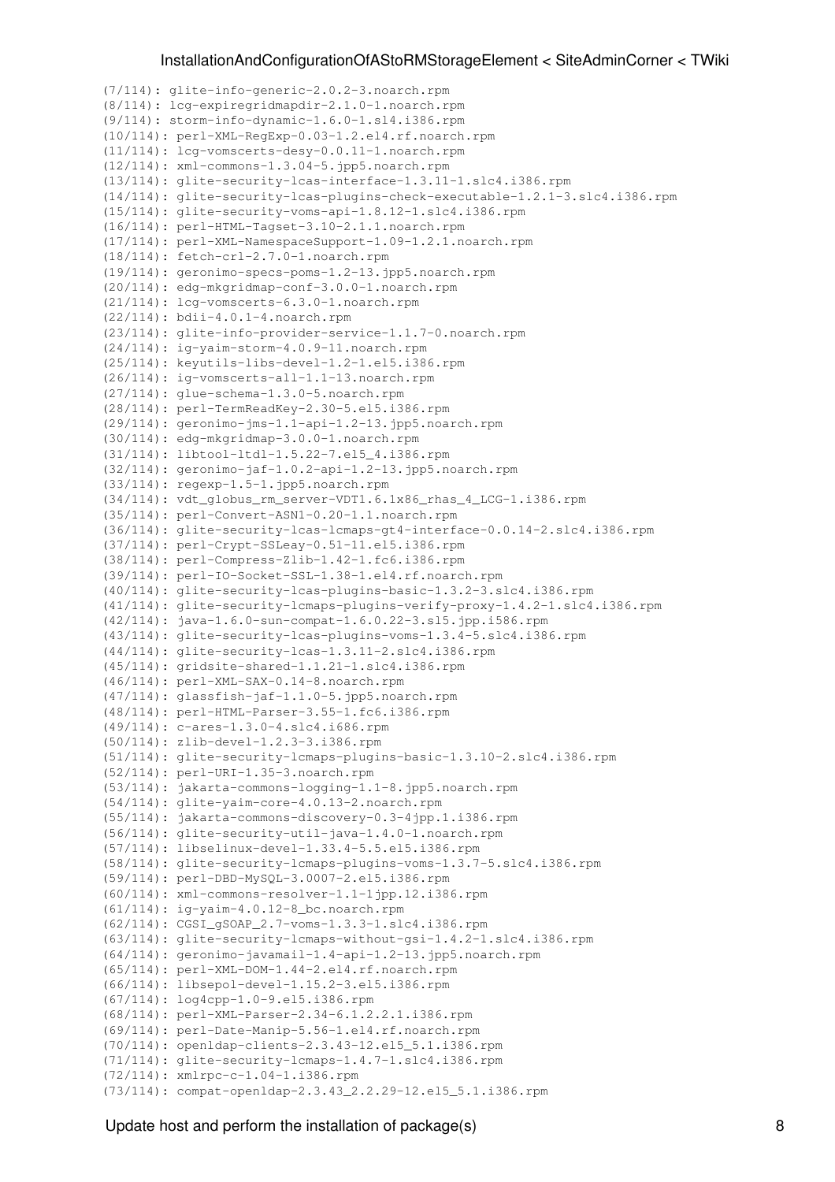```
(7/114): glite-info-generic-2.0.2-3.noarch.rpm
(8/114): lcg-expiregridmapdir-2.1.0-1.noarch.rpm
(9/114): storm-info-dynamic-1.6.0-1.sl4.i386.rpm
(10/114): perl-XML-RegExp-0.03-1.2.el4.rf.noarch.rpm
(11/114): lcg-vomscerts-desy-0.0.11-1.noarch.rpm
(12/114): xml-commons-1.3.04-5.jpp5.noarch.rpm
(13/114): glite-security-lcas-interface-1.3.11-1.slc4.i386.rpm
(14/114): glite-security-lcas-plugins-check-executable-1.2.1-3.slc4.i386.rpm
(15/114): glite-security-voms-api-1.8.12-1.slc4.i386.rpm
(16/114): perl-HTML-Tagset-3.10-2.1.1.noarch.rpm
(17/114): perl-XML-NamespaceSupport-1.09-1.2.1.noarch.rpm
(18/114): fetch-crl-2.7.0-1.noarch.rpm
(19/114): geronimo-specs-poms-1.2-13.jpp5.noarch.rpm
(20/114): edg-mkgridmap-conf-3.0.0-1.noarch.rpm
(21/114): lcg-vomscerts-6.3.0-1.noarch.rpm
(22/114): bdii-4.0.1-4.noarch.rpm
(23/114): glite-info-provider-service-1.1.7-0.noarch.rpm
(24/114): ig-yaim-storm-4.0.9-11.noarch.rpm
(25/114): keyutils-libs-devel-1.2-1.el5.i386.rpm
(26/114): ig-vomscerts-all-1.1-13.noarch.rpm
(27/114): glue-schema-1.3.0-5.noarch.rpm
(28/114): perl-TermReadKey-2.30-5.el5.i386.rpm
(29/114): geronimo-jms-1.1-api-1.2-13.jpp5.noarch.rpm
(30/114): edg-mkgridmap-3.0.0-1.noarch.rpm
(31/114): libtool-ltdl-1.5.22-7.el5_4.i386.rpm
(32/114): geronimo-jaf-1.0.2-api-1.2-13.jpp5.noarch.rpm
(33/114): regexp-1.5-1.jpp5.noarch.rpm
(34/114): vdt_globus_rm_server-VDT1.6.1x86_rhas_4_LCG-1.i386.rpm
(35/114): perl-Convert-ASN1-0.20-1.1.noarch.rpm
(36/114): glite-security-lcas-lcmaps-gt4-interface-0.0.14-2.slc4.i386.rpm
(37/114): perl-Crypt-SSLeay-0.51-11.el5.i386.rpm
(38/114): perl-Compress-Zlib-1.42-1.fc6.i386.rpm
(39/114): perl-IO-Socket-SSL-1.38-1.el4.rf.noarch.rpm
(40/114): glite-security-lcas-plugins-basic-1.3.2-3.slc4.i386.rpm
(41/114): glite-security-lcmaps-plugins-verify-proxy-1.4.2-1.slc4.i386.rpm
(42/114): java-1.6.0-sun-compat-1.6.0.22-3.sl5.jpp.i586.rpm
(43/114): glite-security-lcas-plugins-voms-1.3.4-5.slc4.i386.rpm
(44/114): glite-security-lcas-1.3.11-2.slc4.i386.rpm
(45/114): gridsite-shared-1.1.21-1.slc4.i386.rpm
(46/114): perl-XML-SAX-0.14-8.noarch.rpm
(47/114): glassfish-jaf-1.1.0-5.jpp5.noarch.rpm
(48/114): perl-HTML-Parser-3.55-1.fc6.i386.rpm
(49/114): c-ares-1.3.0-4.slc4.i686.rpm
(50/114): zlib-devel-1.2.3-3.i386.rpm
(51/114): glite-security-lcmaps-plugins-basic-1.3.10-2.slc4.i386.rpm
(52/114): perl-URI-1.35-3.noarch.rpm
(53/114): jakarta-commons-logging-1.1-8.jpp5.noarch.rpm
(54/114): glite-yaim-core-4.0.13-2.noarch.rpm
(55/114): jakarta-commons-discovery-0.3-4jpp.1.i386.rpm
(56/114): glite-security-util-java-1.4.0-1.noarch.rpm
(57/114): libselinux-devel-1.33.4-5.5.el5.i386.rpm
(58/114): glite-security-lcmaps-plugins-voms-1.3.7-5.slc4.i386.rpm
(59/114): perl-DBD-MySQL-3.0007-2.el5.i386.rpm
(60/114): xml-commons-resolver-1.1-1jpp.12.i386.rpm
(61/114): ig-yaim-4.0.12-8_bc.noarch.rpm
(62/114): CGSI_gSOAP_2.7-voms-1.3.3-1.slc4.i386.rpm
(63/114): glite-security-lcmaps-without-gsi-1.4.2-1.slc4.i386.rpm
(64/114): geronimo-javamail-1.4-api-1.2-13.jpp5.noarch.rpm
(65/114): perl-XML-DOM-1.44-2.el4.rf.noarch.rpm
(66/114): libsepol-devel-1.15.2-3.el5.i386.rpm
(67/114): log4cpp-1.0-9.el5.i386.rpm
(68/114): perl-XML-Parser-2.34-6.1.2.2.1.i386.rpm
(69/114): perl-Date-Manip-5.56-1.el4.rf.noarch.rpm
(70/114): openldap-clients-2.3.43-12.el5_5.1.i386.rpm
(71/114): glite-security-lcmaps-1.4.7-1.slc4.i386.rpm
(72/114): xmlrpc-c-1.04-1.i386.rpm
(73/114): compat-openldap-2.3.43_2.2.29-12.el5_5.1.i386.rpm
```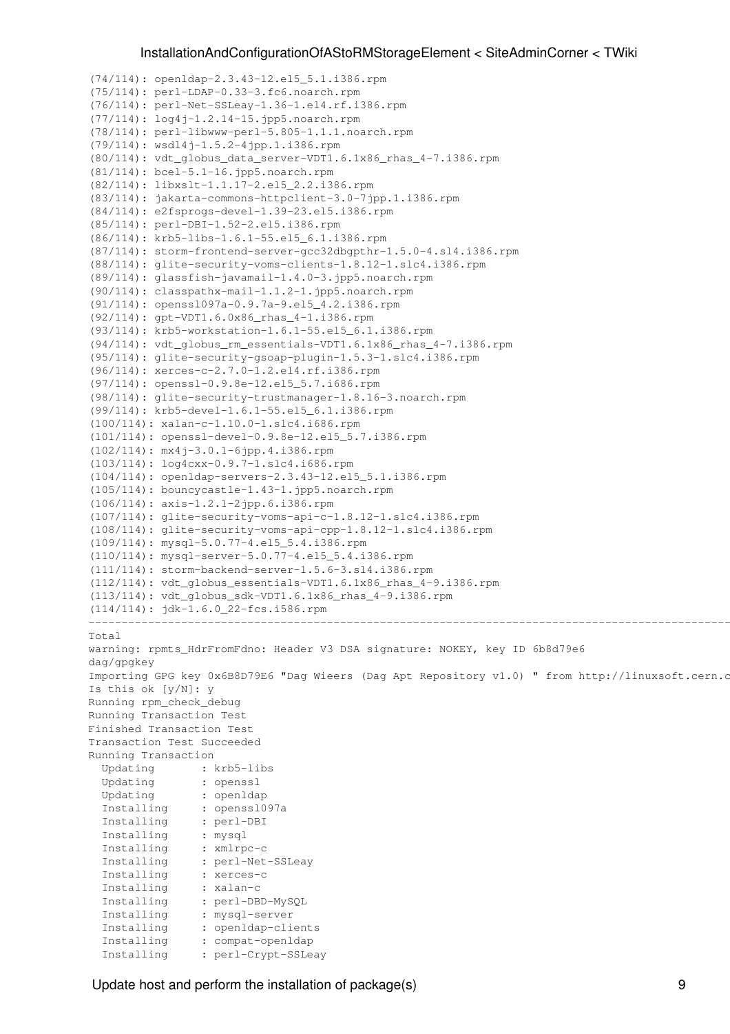```
(74/114): openldap-2.3.43-12.el5_5.1.i386.rpm
(75/114): perl-LDAP-0.33-3.fc6.noarch.rpm
(76/114): perl-Net-SSLeay-1.36-1.el4.rf.i386.rpm
(77/114): log4j-1.2.14-15.jpp5.noarch.rpm
(78/114): perl-libwww-perl-5.805-1.1.1.noarch.rpm
(79/114): wsdl4j-1.5.2-4jpp.1.i386.rpm
(80/114): vdt_globus_data_server-VDT1.6.1x86_rhas_4-7.i386.rpm
(81/114): bcel-5.1-16.jpp5.noarch.rpm
(82/114): libxslt-1.1.17-2.el5_2.2.i386.rpm
(83/114): jakarta-commons-httpclient-3.0-7jpp.1.i386.rpm
(84/114): e2fsprogs-devel-1.39-23.el5.i386.rpm
(85/114): perl-DBI-1.52-2.el5.i386.rpm
(86/114): krb5-libs-1.6.1-55.el5_6.1.i386.rpm
(87/114): storm-frontend-server-gcc32dbgpthr-1.5.0-4.sl4.i386.rpm
(88/114): glite-security-voms-clients-1.8.12-1.slc4.i386.rpm
(89/114): glassfish-javamail-1.4.0-3.jpp5.noarch.rpm
(90/114): classpathx-mail-1.1.2-1.jpp5.noarch.rpm
(91/114): openssl097a-0.9.7a-9.el5_4.2.i386.rpm
(92/114): gpt-VDT1.6.0x86_rhas_4-1.i386.rpm
(93/114): krb5-workstation-1.6.1-55.el5_6.1.i386.rpm
(94/114): vdt_globus_rm_essentials-VDT1.6.1x86_rhas_4-7.i386.rpm
(95/114): glite-security-gsoap-plugin-1.5.3-1.slc4.i386.rpm
(96/114): xerces-c-2.7.0-1.2.el4.rf.i386.rpm
(97/114): openssl-0.9.8e-12.el5_5.7.i686.rpm
(98/114): glite-security-trustmanager-1.8.16-3.noarch.rpm
(99/114): krb5-devel-1.6.1-55.el5_6.1.i386.rpm
(100/114): xalan-c-1.10.0-1.slc4.i686.rpm
(101/114): openssl-devel-0.9.8e-12.el5_5.7.i386.rpm
(102/114): mx4j-3.0.1-6jpp.4.i386.rpm
(103/114): log4cxx-0.9.7-1.slc4.i686.rpm
(104/114): openldap-servers-2.3.43-12.el5_5.1.i386.rpm
(105/114): bouncycastle-1.43-1.jpp5.noarch.rpm
(106/114): axis-1.2.1-2jpp.6.i386.rpm
(107/114): glite-security-voms-api-c-1.8.12-1.slc4.i386.rpm
(108/114): glite-security-voms-api-cpp-1.8.12-1.slc4.i386.rpm
(109/114): mysql-5.0.77-4.el5_5.4.i386.rpm
(110/114): mysql-server-5.0.77-4.el5_5.4.i386.rpm
(111/114): storm-backend-server-1.5.6-3.sl4.i386.rpm
(112/114): vdt_globus_essentials-VDT1.6.1x86_rhas_4-9.i386.rpm
(113/114): vdt_globus_sdk-VDT1.6.1x86_rhas_4-9.i386.rpm
(114/114): jdk-1.6.0_22-fcs.i586.rpm
----------------------------------------------------------------------------------------------------
Total
warning: rpmts_HdrFromFdno: Header V3 DSA signature: NOKEY, key ID 6b8d79e6
dag/gpgkey
Importing GPG key 0x6B8D79E6 "Dag Wieers (Dag Apt Repository v1.0) " from http://linuxsoft.cern.c
Is this ok [y/N]: y
Running rpm_check_debug
Running Transaction Test
Finished Transaction Test
Transaction Test Succeeded
Running Transaction
  Updating       : krb5-libs
  Updating       : openssl
  Updating       : openldap
  Installing     : openssl097a
  Installing     : perl-DBI
  Installing     : mysql
  Installing     : xmlrpc-c
  Installing     : perl-Net-SSLeay
  Installing     : xerces-c
  Installing     : xalan-c
  Installing     : perl-DBD-MySQL
  Installing     : mysql-server
  Installing     : openldap-clients
  Installing     : compat-openldap
  Installing     : perl-Crypt-SSLeay
```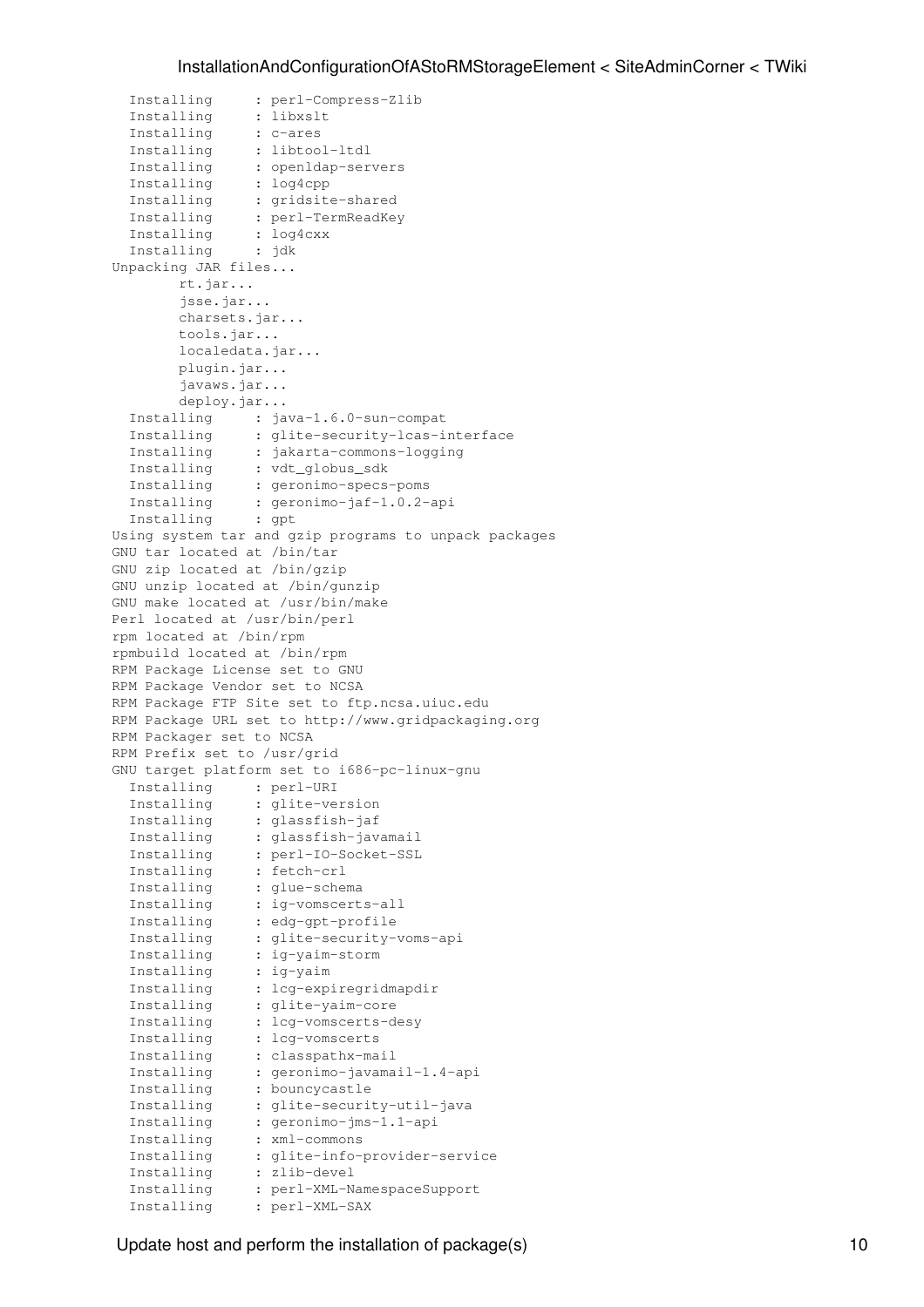```
  Installing     : perl-Compress-Zlib
  Installing     : libxslt
  Installing     : c-ares
  Installing     : libtool-ltdl
  Installing     : openldap-servers
  Installing     : log4cpp
  Installing     : gridsite-shared
  Installing     : perl-TermReadKey
  Installing     : log4cxx
  Installing     : jdk
Unpacking JAR files...
        rt.jar...
        jsse.jar...
        charsets.jar...
        tools.jar...
        localedata.jar...
        plugin.jar...
        javaws.jar...
        deploy.jar...
  Installing     : java-1.6.0-sun-compat
  Installing     : glite-security-lcas-interface
  Installing     : jakarta-commons-logging
  Installing     : vdt_globus_sdk
  Installing     : geronimo-specs-poms
  Installing     : geronimo-jaf-1.0.2-api
  Installing     : gpt
Using system tar and gzip programs to unpack packages
GNU tar located at /bin/tar
GNU zip located at /bin/gzip
GNU unzip located at /bin/gunzip
GNU make located at /usr/bin/make
Perl located at /usr/bin/perl
rpm located at /bin/rpm
rpmbuild located at /bin/rpm
RPM Package License set to GNU
RPM Package Vendor set to NCSA
RPM Package FTP Site set to ftp.ncsa.uiuc.edu
RPM Package URL set to http://www.gridpackaging.org
RPM Packager set to NCSA
RPM Prefix set to /usr/grid
GNU target platform set to i686-pc-linux-gnu
  Installing     : perl-URI
  Installing     : glite-version
  Installing     : glassfish-jaf
  Installing     : glassfish-javamail
  Installing     : perl-IO-Socket-SSL
  Installing     : fetch-crl
  Installing     : glue-schema
  Installing     : ig-vomscerts-all
  Installing     : edg-gpt-profile
  Installing     : glite-security-voms-api
  Installing     : ig-yaim-storm
  Installing     : ig-yaim
  Installing     : lcg-expiregridmapdir
  Installing     : glite-yaim-core
  Installing     : lcg-vomscerts-desy
  Installing     : lcg-vomscerts
  Installing     : classpathx-mail
  Installing     : geronimo-javamail-1.4-api
  Installing     : bouncycastle
  Installing     : glite-security-util-java
  Installing     : geronimo-jms-1.1-api
  Installing     : xml-commons
  Installing     : glite-info-provider-service
  Installing     : zlib-devel
  Installing     : perl-XML-NamespaceSupport
  Installing     : perl-XML-SAX
```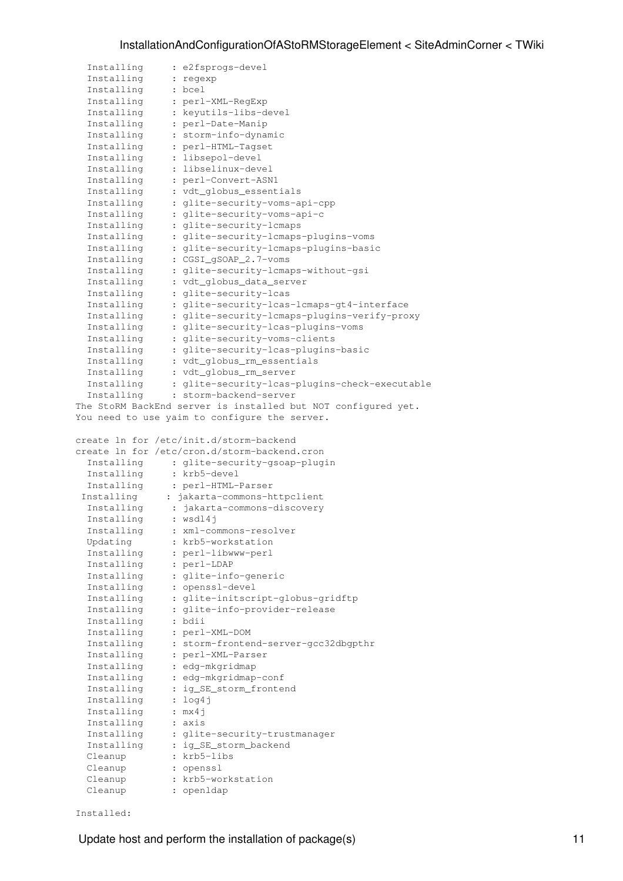```
  Installing     : e2fsprogs-devel
  Installing     : regexp
  Installing     : bcel
  Installing     : perl-XML-RegExp
  Installing     : keyutils-libs-devel
  Installing     : perl-Date-Manip
  Installing     : storm-info-dynamic
  Installing     : perl-HTML-Tagset
  Installing     : libsepol-devel
  Installing     : libselinux-devel
  Installing     : perl-Convert-ASN1
  Installing     : vdt_globus_essentials
  Installing     : glite-security-voms-api-cpp
  Installing     : glite-security-voms-api-c
  Installing     : glite-security-lcmaps
  Installing     : glite-security-lcmaps-plugins-voms
  Installing     : glite-security-lcmaps-plugins-basic
  Installing     : CGSI_gSOAP_2.7-voms
  Installing     : glite-security-lcmaps-without-gsi
  Installing     : vdt_globus_data_server
  Installing     : glite-security-lcas
  Installing     : glite-security-lcas-lcmaps-gt4-interface
  Installing     : glite-security-lcmaps-plugins-verify-proxy
  Installing     : glite-security-lcas-plugins-voms
  Installing     : glite-security-voms-clients
  Installing     : glite-security-lcas-plugins-basic
  Installing     : vdt_globus_rm_essentials
  Installing     : vdt_globus_rm_server
  Installing     : glite-security-lcas-plugins-check-executable
  Installing     : storm-backend-server
The StoRM BackEnd server is installed but NOT configured yet.
You need to use yaim to configure the server.

create ln for /etc/init.d/storm-backend
create ln for /etc/cron.d/storm-backend.cron
  Installing     : glite-security-gsoap-plugin
  Installing     : krb5-devel
  Installing     : perl-HTML-Parser
 Installing     : jakarta-commons-httpclient
  Installing     : jakarta-commons-discovery
  Installing     : wsdl4j
  Installing     : xml-commons-resolver
  Updating       : krb5-workstation
  Installing     : perl-libwww-perl
  Installing     : perl-LDAP
  Installing     : glite-info-generic
  Installing     : openssl-devel
  Installing     : glite-initscript-globus-gridftp
  Installing     : glite-info-provider-release
  Installing     : bdii
  Installing     : perl-XML-DOM
  Installing     : storm-frontend-server-gcc32dbgpthr
  Installing     : perl-XML-Parser
  Installing     : edg-mkgridmap
  Installing     : edg-mkgridmap-conf
  Installing     : ig_SE_storm_frontend
  Installing     : log4j
  Installing     : mx4j
  Installing     : axis
  Installing     : glite-security-trustmanager
  Installing     : ig_SE_storm_backend
  Cleanup        : krb5-libs
  Cleanup        : openssl
  Cleanup        : krb5-workstation
  Cleanup        : openldap

Installed:
```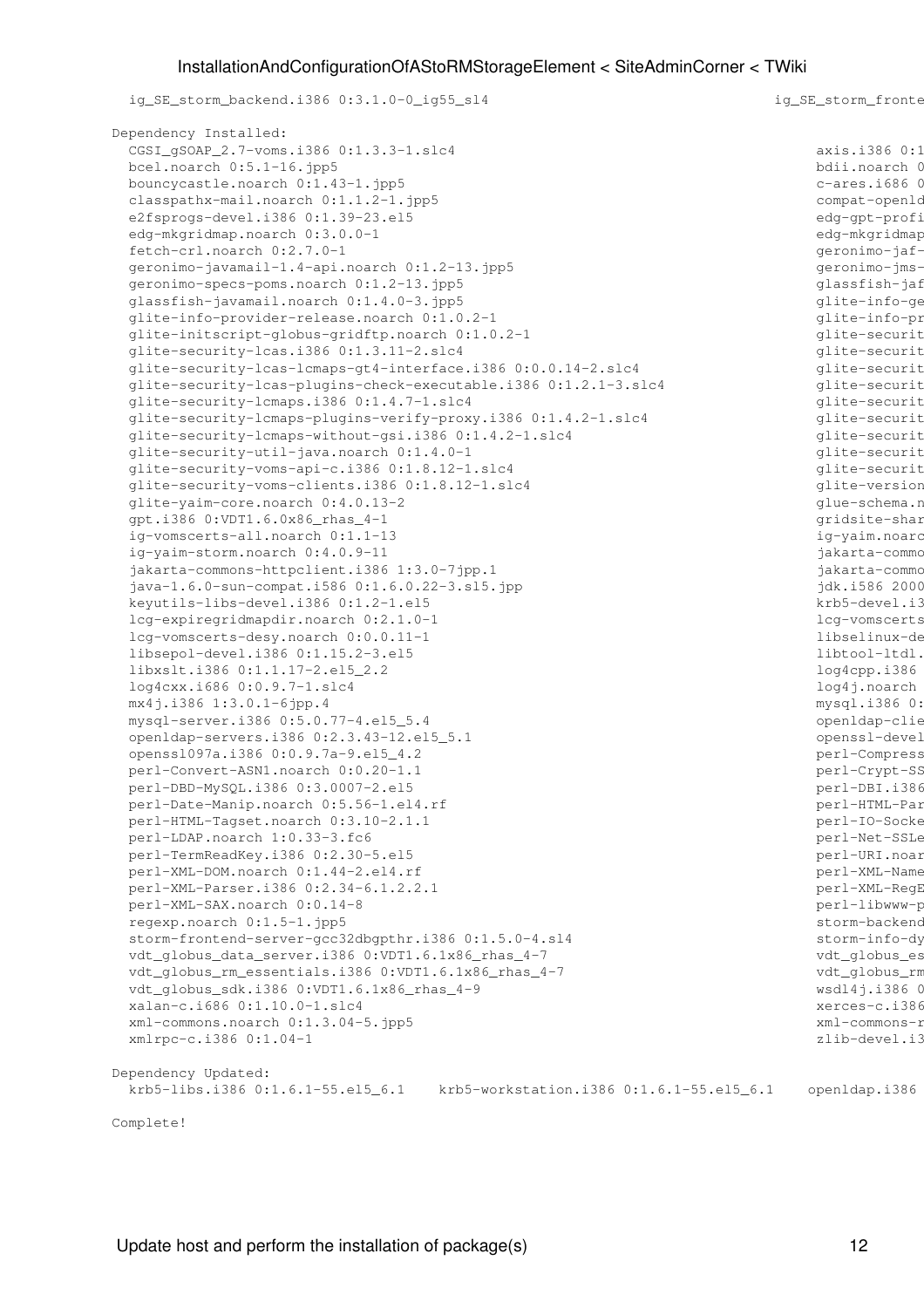```
  ig_SE_storm_backend.i386 0:3.1.0-0_ig55_sl4                                  ig_SE_storm_fronte

Dependency Installed:
  CGSI_gSOAP_2.7-voms.i386 0:1.3.3-1.slc4                                      axis.i386 0:1
  bcel.noarch 0:5.1-16.jpp5                                                    bdii.noarch 0
  bouncycastle.noarch 0:1.43-1.jpp5                                            c-ares.i686 0
  classpathx-mail.noarch 0:1.1.2-1.jpp5                                        compat-openld
  e2fsprogs-devel.i386 0:1.39-23.el5                                           edg-gpt-profi
  edg-mkgridmap.noarch 0:3.0.0-1                                               edg-mkgridmap
  fetch-crl.noarch 0:2.7.0-1                                                   geronimo-jaf-
  geronimo-javamail-1.4-api.noarch 0:1.2-13.jpp5                               geronimo-jms-
  geronimo-specs-poms.noarch 0:1.2-13.jpp5                                     glassfish-jaf
  glassfish-javamail.noarch 0:1.4.0-3.jpp5                                     glite-info-ge
  glite-info-provider-release.noarch 0:1.0.2-1                                 glite-info-pr
  glite-initscript-globus-gridftp.noarch 0:1.0.2-1                             glite-securit
  glite-security-lcas.i386 0:1.3.11-2.slc4                                     glite-securit
  glite-security-lcas-lcmaps-gt4-interface.i386 0:0.0.14-2.slc4                glite-securit
  glite-security-lcas-plugins-check-executable.i386 0:1.2.1-3.slc4             glite-securit
  glite-security-lcmaps.i386 0:1.4.7-1.slc4                                    glite-securit
  glite-security-lcmaps-plugins-verify-proxy.i386 0:1.4.2-1.slc4               glite-securit
  glite-security-lcmaps-without-gsi.i386 0:1.4.2-1.slc4                        glite-securit
  glite-security-util-java.noarch 0:1.4.0-1                                    glite-securit
  glite-security-voms-api-c.i386 0:1.8.12-1.slc4                               glite-securit
  glite-security-voms-clients.i386 0:1.8.12-1.slc4                             glite-version
  glite-yaim-core.noarch 0:4.0.13-2                                            glue-schema.n
  gpt.i386 0:VDT1.6.0x86_rhas_4-1                                              gridsite-shar
  ig-vomscerts-all.noarch 0:1.1-13                                             ig-yaim.noarc
  ig-yaim-storm.noarch 0:4.0.9-11                                              jakarta-commo
  jakarta-commons-httpclient.i386 1:3.0-7jpp.1                                 jakarta-commo
  java-1.6.0-sun-compat.i586 0:1.6.0.22-3.sl5.jpp                              jdk.i586 2000
  keyutils-libs-devel.i386 0:1.2-1.el5                                         krb5-devel.i3
  lcg-expiregridmapdir.noarch 0:2.1.0-1                                        lcg-vomscerts
  lcg-vomscerts-desy.noarch 0:0.0.11-1                                         libselinux-de
  libsepol-devel.i386 0:1.15.2-3.el5                                           libtool-ltdl.
  libxslt.i386 0:1.1.17-2.el5_2.2                                              log4cpp.i386
  log4cxx.i686 0:0.9.7-1.slc4                                                  log4j.noarch
  mx4j.i386 1:3.0.1-6jpp.4                                                     mysql.i386 0:
  mysql-server.i386 0:5.0.77-4.el5_5.4                                         openldap-clie
  openldap-servers.i386 0:2.3.43-12.el5_5.1                                    openssl-devel
  openssl097a.i386 0:0.9.7a-9.el5_4.2                                          perl-Compress
  perl-Convert-ASN1.noarch 0:0.20-1.1                                          perl-Crypt-SS
  perl-DBD-MySQL.i386 0:3.0007-2.el5                                           perl-DBI.i386
  perl-Date-Manip.noarch 0:5.56-1.el4.rf                                       perl-HTML-Par
  perl-HTML-Tagset.noarch 0:3.10-2.1.1                                         perl-IO-Socke
  perl-LDAP.noarch 1:0.33-3.fc6                                                perl-Net-SSLe
  perl-TermReadKey.i386 0:2.30-5.el5                                           perl-URI.noar
  perl-XML-DOM.noarch 0:1.44-2.el4.rf                                          perl-XML-Name
  perl-XML-Parser.i386 0:2.34-6.1.2.2.1                                        perl-XML-RegE
  perl-XML-SAX.noarch 0:0.14-8                                                 perl-libwww-p
  regexp.noarch 0:1.5-1.jpp5                                                   storm-backend
  storm-frontend-server-gcc32dbgpthr.i386 0:1.5.0-4.sl4                        storm-info-dy
  vdt_globus_data_server.i386 0:VDT1.6.1x86_rhas_4-7                           vdt_globus_es
  vdt_globus_rm_essentials.i386 0:VDT1.6.1x86_rhas_4-7                         vdt_globus_rm
  vdt_globus_sdk.i386 0:VDT1.6.1x86_rhas_4-9                                   wsdl4j.i386 0
  xalan-c.i686 0:1.10.0-1.slc4                                                 xerces-c.i386
  xml-commons.noarch 0:1.3.04-5.jpp5                                           xml-commons-r
  xmlrpc-c.i386 0:1.04-1                                                       zlib-devel.i3

Dependency Updated:
  krb5-libs.i386 0:1.6.1-55.el5_6.1    krb5-workstation.i386 0:1.6.1-55.el5_6.1    openldap.i386

Complete!
```

Update host and perform the installation of package(s)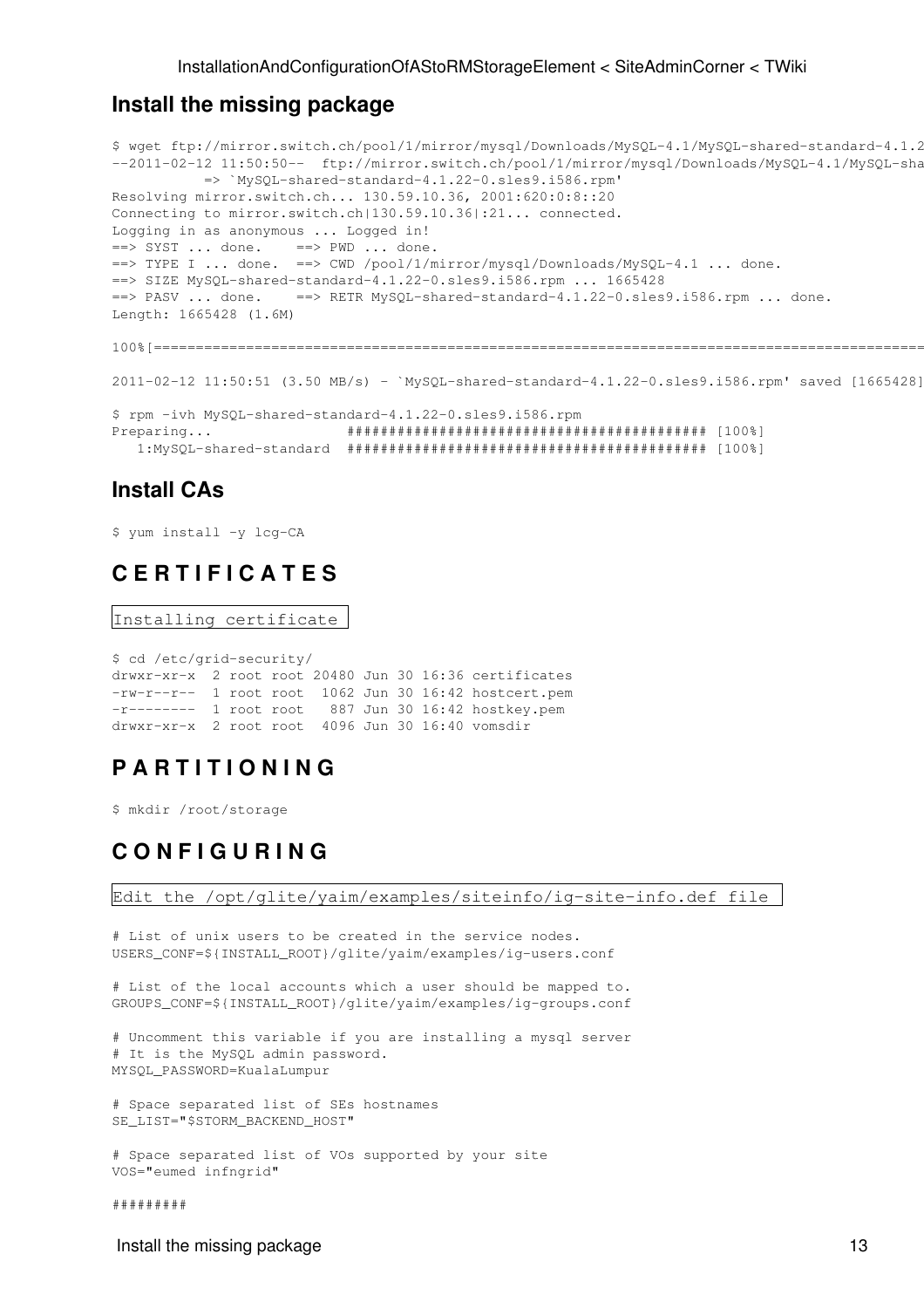## Install the missing package

```
$ wget ftp://mirror.switch.ch/pool/1/mirror/mysql/Downloads/MySQL-4.1/MySQL-shared-standard-4.1.2
--2011-02-12 11:50:50--  ftp://mirror.switch.ch/pool/1/mirror/mysql/Downloads/MySQL-4.1/MySQL-sha
           => `MySQL-shared-standard-4.1.22-0.sles9.i586.rpm'
Resolving mirror.switch.ch... 130.59.10.36, 2001:620:0:8::20
Connecting to mirror.switch.ch|130.59.10.36|:21... connected.
Logging in as anonymous ... Logged in!
==> SYST ... done.    ==> PWD ... done.
==> TYPE I ... done.  ==> CWD /pool/1/mirror/mysql/Downloads/MySQL-4.1 ... done.
==> SIZE MySQL-shared-standard-4.1.22-0.sles9.i586.rpm ... 1665428
==> PASV ... done.    ==> RETR MySQL-shared-standard-4.1.22-0.sles9.i586.rpm ... done.
Length: 1665428 (1.6M)

100%[==========================================================================================

2011-02-12 11:50:51 (3.50 MB/s) - `MySQL-shared-standard-4.1.22-0.sles9.i586.rpm' saved [1665428]

$ rpm -ivh MySQL-shared-standard-4.1.22-0.sles9.i586.rpm
Preparing...                ########################################### [100%]
   1:MySQL-shared-standard  ########################################### [100%]
```

## Install CAs

```
$ yum install -y lcg-CA
```

## C E R T I F I C A T E S

```
Installing certificate
```

```
$ cd /etc/grid-security/
drwxr-xr-x  2 root root 20480 Jun 30 16:36 certificates
-rw-r--r--  1 root root  1062 Jun 30 16:42 hostcert.pem
-r--------  1 root root   887 Jun 30 16:42 hostkey.pem
drwxr-xr-x  2 root root  4096 Jun 30 16:40 vomsdir
```

## P A R T I T I O N I N G

```
$ mkdir /root/storage
```

## C O N F I G U R I N G

```
Edit the /opt/glite/yaim/examples/siteinfo/ig-site-info.def file
```

```
# List of unix users to be created in the service nodes.
USERS_CONF=${INSTALL_ROOT}/glite/yaim/examples/ig-users.conf

# List of the local accounts which a user should be mapped to.
GROUPS_CONF=${INSTALL_ROOT}/glite/yaim/examples/ig-groups.conf

# Uncomment this variable if you are installing a mysql server
# It is the MySQL admin password.
MYSQL_PASSWORD=KualaLumpur

# Space separated list of SEs hostnames
SE_LIST="$STORM_BACKEND_HOST"

# Space separated list of VOs supported by your site
VOS="eumed infngrid"

#########
```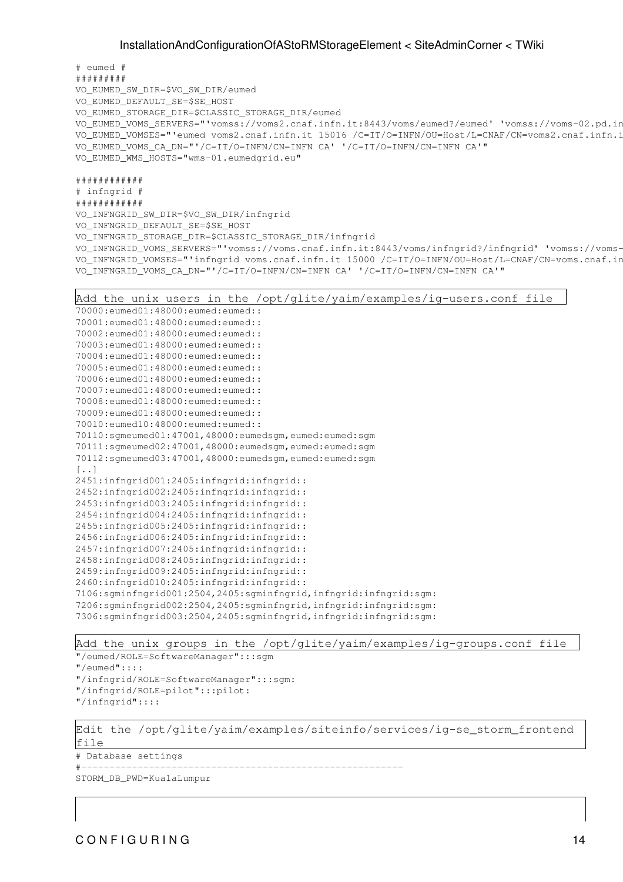```
# eumed #
#########
VO_EUMED_SW_DIR=$VO_SW_DIR/eumed
VO_EUMED_DEFAULT_SE=$SE_HOST
VO_EUMED_STORAGE_DIR=$CLASSIC_STORAGE_DIR/eumed
VO_EUMED_VOMS_SERVERS="'vomss://voms2.cnaf.infn.it:8443/voms/eumed?/eumed' 'vomss://voms-02.pd.in
VO_EUMED_VOMSES="'eumed voms2.cnaf.infn.it 15016 /C=IT/O=INFN/OU=Host/L=CNAF/CN=voms2.cnaf.infn.i
VO_EUMED_VOMS_CA_DN="'/C=IT/O=INFN/CN=INFN CA' '/C=IT/O=INFN/CN=INFN CA'"
VO_EUMED_WMS_HOSTS="wms-01.eumedgrid.eu"

############
# infngrid #
############
VO_INFNGRID_SW_DIR=$VO_SW_DIR/infngrid
VO_INFNGRID_DEFAULT_SE=$SE_HOST
VO_INFNGRID_STORAGE_DIR=$CLASSIC_STORAGE_DIR/infngrid
VO_INFNGRID_VOMS_SERVERS="'vomss://voms.cnaf.infn.it:8443/voms/infngrid?/infngrid' 'vomss://voms-
VO_INFNGRID_VOMSES="'infngrid voms.cnaf.infn.it 15000 /C=IT/O=INFN/OU=Host/L=CNAF/CN=voms.cnaf.in
VO_INFNGRID_VOMS_CA_DN="'/C=IT/O=INFN/CN=INFN CA' '/C=IT/O=INFN/CN=INFN CA'"
```

Add the unix users in the /opt/glite/yaim/examples/ig-users.conf file

```
70000:eumed01:48000:eumed:eumed::
70001:eumed01:48000:eumed:eumed::
70002:eumed01:48000:eumed:eumed::
70003:eumed01:48000:eumed:eumed::
70004:eumed01:48000:eumed:eumed::
70005:eumed01:48000:eumed:eumed::
70006:eumed01:48000:eumed:eumed::
70007:eumed01:48000:eumed:eumed::
70008:eumed01:48000:eumed:eumed::
70009:eumed01:48000:eumed:eumed::
70010:eumed10:48000:eumed:eumed::
70110:sgmeumed01:47001,48000:eumedsgm,eumed:eumed:sgm
70111:sgmeumed02:47001,48000:eumedsgm,eumed:eumed:sgm
70112:sgmeumed03:47001,48000:eumedsgm,eumed:eumed:sgm
[..]
2451:infngrid001:2405:infngrid:infngrid::
2452:infngrid002:2405:infngrid:infngrid::
2453:infngrid003:2405:infngrid:infngrid::
2454:infngrid004:2405:infngrid:infngrid::
2455:infngrid005:2405:infngrid:infngrid::
2456:infngrid006:2405:infngrid:infngrid::
2457:infngrid007:2405:infngrid:infngrid::
2458:infngrid008:2405:infngrid:infngrid::
2459:infngrid009:2405:infngrid:infngrid::
2460:infngrid010:2405:infngrid:infngrid::
7106:sgminfngrid001:2504,2405:sgminfngrid,infngrid:infngrid:sgm:
7206:sgminfngrid002:2504,2405:sgminfngrid,infngrid:infngrid:sgm:
7306:sgminfngrid003:2504,2405:sgminfngrid,infngrid:infngrid:sgm:
```

Add the unix groups in the /opt/glite/yaim/examples/ig-groups.conf file

```
"/eumed/ROLE=SoftwareManager":::sgm
"/eumed"::::
"/infngrid/ROLE=SoftwareManager":::sgm:
"/infngrid/ROLE=pilot":::pilot:
"/infngrid"::::
```

Edit the /opt/glite/yaim/examples/siteinfo/services/ig-se_storm_frontend file

```
# Database settings
#---------------------------------------------------------
STORM_DB_PWD=KualaLumpur
```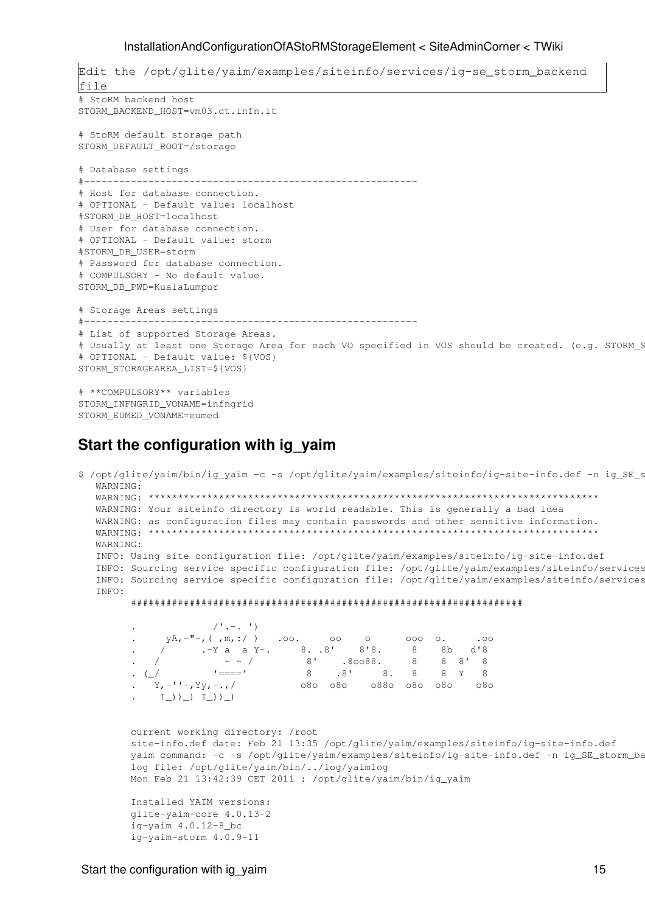```
Edit the /opt/glite/yaim/examples/siteinfo/services/ig-se_storm_backend file
```

```
# StoRM backend host
STORM_BACKEND_HOST=vm03.ct.infn.it

# StoRM default storage path
STORM_DEFAULT_ROOT=/storage

# Database settings
#---------------------------------------------------------
# Host for database connection.
# OPTIONAL - Default value: localhost
#STORM_DB_HOST=localhost
# User for database connection.
# OPTIONAL - Default value: storm
#STORM_DB_USER=storm
# Password for database connection.
# COMPULSORY - No default value.
STORM_DB_PWD=KualaLumpur

# Storage Areas settings
#---------------------------------------------------------
# List of supported Storage Areas.
# Usually at least one Storage Area for each VO specified in VOS should be created. (e.g. STORM_S
# OPTIONAL - Default value: ${VOS}
STORM_STORAGEAREA_LIST=${VOS}

# **COMPULSORY** variables
STORM_INFNGRID_VONAME=infngrid
STORM_EUMED_VONAME=eumed
```

## Start the configuration with ig_yaim

```
$ /opt/glite/yaim/bin/ig_yaim -c -s /opt/glite/yaim/examples/siteinfo/ig-site-info.def -n ig_SE_s
   WARNING:
   WARNING: ******************************************************************************
   WARNING: Your siteinfo directory is world readable. This is generally a bad idea
   WARNING: as configuration files may contain passwords and other sensitive information.
   WARNING: ******************************************************************************
   WARNING:
   INFO: Using site configuration file: /opt/glite/yaim/examples/siteinfo/ig-site-info.def
   INFO: Sourcing service specific configuration file: /opt/glite/yaim/examples/siteinfo/services
   INFO: Sourcing service specific configuration file: /opt/glite/yaim/examples/siteinfo/services
   INFO:
         ###################################################################

         .             /'.-. ')
         .     yA,-"-,( ,m,:/ )   .oo.     oo    o      ooo  o.     .oo
         .    /      .-Y a  a Y-.     8. .8'    8'8.     8    8b   d'8
         .   /           ~ ~ /         8'    .8oo88.     8    8  8'  8
         . (_/         '===='          8    .8'     8.   8    8  Y   8
         .   Y,-''-,Yy,-.,/           o8o  o8o    o88o  o8o  o8o    o8o
         .    I_))_) I_))_)


         current working directory: /root
         site-info.def date: Feb 21 13:35 /opt/glite/yaim/examples/siteinfo/ig-site-info.def
         yaim command: -c -s /opt/glite/yaim/examples/siteinfo/ig-site-info.def -n ig_SE_storm_ba
         log file: /opt/glite/yaim/bin/../log/yaimlog
         Mon Feb 21 13:42:39 CET 2011 : /opt/glite/yaim/bin/ig_yaim

         Installed YAIM versions:
         glite-yaim-core 4.0.13-2
         ig-yaim 4.0.12-8_bc
         ig-yaim-storm 4.0.9-11
```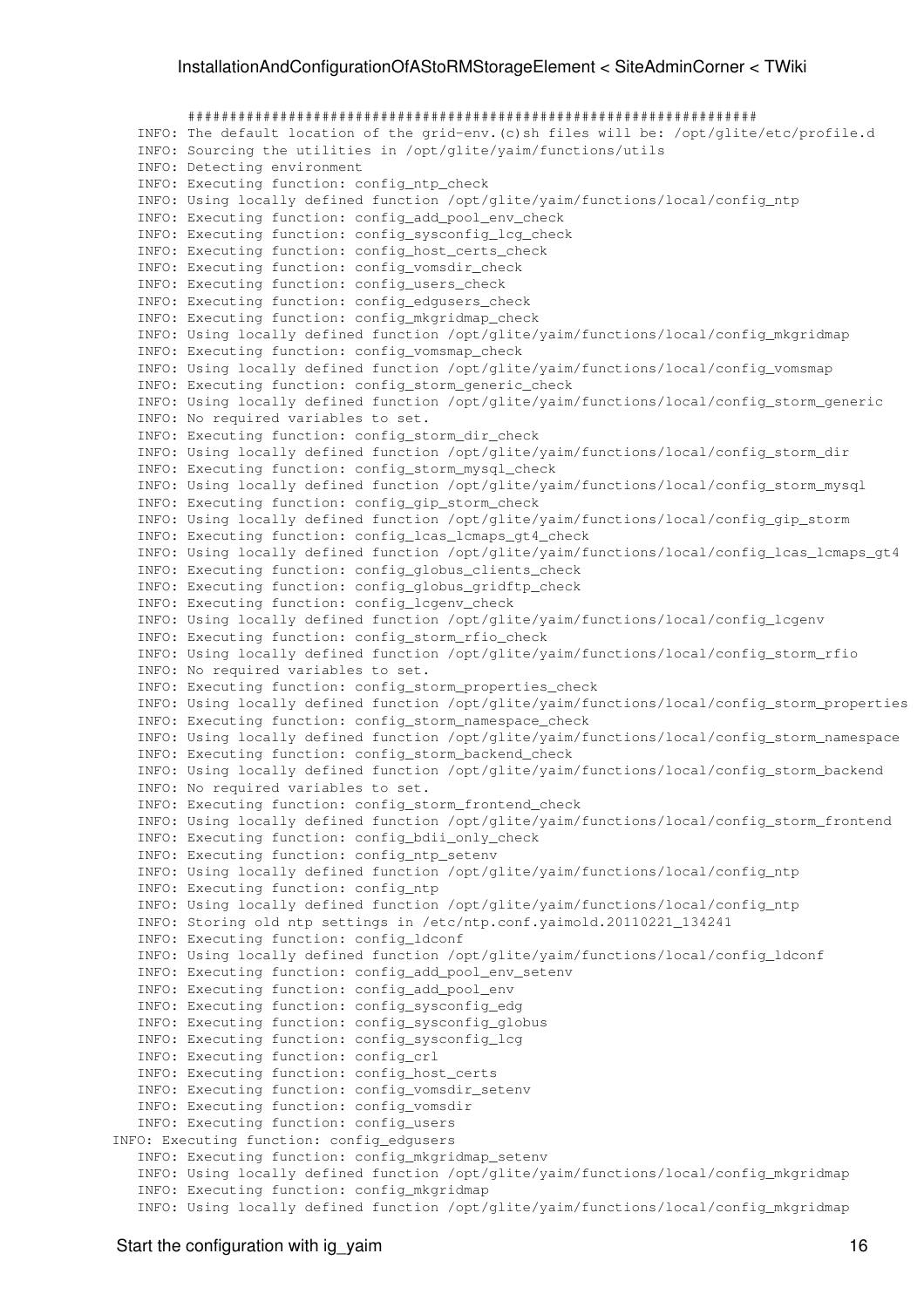```
      ################################################################
   INFO: The default location of the grid-env.(c)sh files will be: /opt/glite/etc/profile.d
   INFO: Sourcing the utilities in /opt/glite/yaim/functions/utils
   INFO: Detecting environment
   INFO: Executing function: config_ntp_check
   INFO: Using locally defined function /opt/glite/yaim/functions/local/config_ntp
   INFO: Executing function: config_add_pool_env_check
   INFO: Executing function: config_sysconfig_lcg_check
   INFO: Executing function: config_host_certs_check
   INFO: Executing function: config_vomsdir_check
   INFO: Executing function: config_users_check
   INFO: Executing function: config_edgusers_check
   INFO: Executing function: config_mkgridmap_check
   INFO: Using locally defined function /opt/glite/yaim/functions/local/config_mkgridmap
   INFO: Executing function: config_vomsmap_check
   INFO: Using locally defined function /opt/glite/yaim/functions/local/config_vomsmap
   INFO: Executing function: config_storm_generic_check
   INFO: Using locally defined function /opt/glite/yaim/functions/local/config_storm_generic
   INFO: No required variables to set.
   INFO: Executing function: config_storm_dir_check
   INFO: Using locally defined function /opt/glite/yaim/functions/local/config_storm_dir
   INFO: Executing function: config_storm_mysql_check
   INFO: Using locally defined function /opt/glite/yaim/functions/local/config_storm_mysql
   INFO: Executing function: config_gip_storm_check
   INFO: Using locally defined function /opt/glite/yaim/functions/local/config_gip_storm
   INFO: Executing function: config_lcas_lcmaps_gt4_check
   INFO: Using locally defined function /opt/glite/yaim/functions/local/config_lcas_lcmaps_gt4
   INFO: Executing function: config_globus_clients_check
   INFO: Executing function: config_globus_gridftp_check
   INFO: Executing function: config_lcgenv_check
   INFO: Using locally defined function /opt/glite/yaim/functions/local/config_lcgenv
   INFO: Executing function: config_storm_rfio_check
   INFO: Using locally defined function /opt/glite/yaim/functions/local/config_storm_rfio
   INFO: No required variables to set.
   INFO: Executing function: config_storm_properties_check
   INFO: Using locally defined function /opt/glite/yaim/functions/local/config_storm_properties
   INFO: Executing function: config_storm_namespace_check
   INFO: Using locally defined function /opt/glite/yaim/functions/local/config_storm_namespace
   INFO: Executing function: config_storm_backend_check
   INFO: Using locally defined function /opt/glite/yaim/functions/local/config_storm_backend
   INFO: No required variables to set.
   INFO: Executing function: config_storm_frontend_check
   INFO: Using locally defined function /opt/glite/yaim/functions/local/config_storm_frontend
   INFO: Executing function: config_bdii_only_check
   INFO: Executing function: config_ntp_setenv
   INFO: Using locally defined function /opt/glite/yaim/functions/local/config_ntp
   INFO: Executing function: config_ntp
   INFO: Using locally defined function /opt/glite/yaim/functions/local/config_ntp
   INFO: Storing old ntp settings in /etc/ntp.conf.yaimold.20110221_134241
   INFO: Executing function: config_ldconf
   INFO: Using locally defined function /opt/glite/yaim/functions/local/config_ldconf
   INFO: Executing function: config_add_pool_env_setenv
   INFO: Executing function: config_add_pool_env
   INFO: Executing function: config_sysconfig_edg
   INFO: Executing function: config_sysconfig_globus
   INFO: Executing function: config_sysconfig_lcg
   INFO: Executing function: config_crl
   INFO: Executing function: config_host_certs
   INFO: Executing function: config_vomsdir_setenv
   INFO: Executing function: config_vomsdir
   INFO: Executing function: config_users
INFO: Executing function: config_edgusers
   INFO: Executing function: config_mkgridmap_setenv
   INFO: Using locally defined function /opt/glite/yaim/functions/local/config_mkgridmap
   INFO: Executing function: config_mkgridmap
   INFO: Using locally defined function /opt/glite/yaim/functions/local/config_mkgridmap
```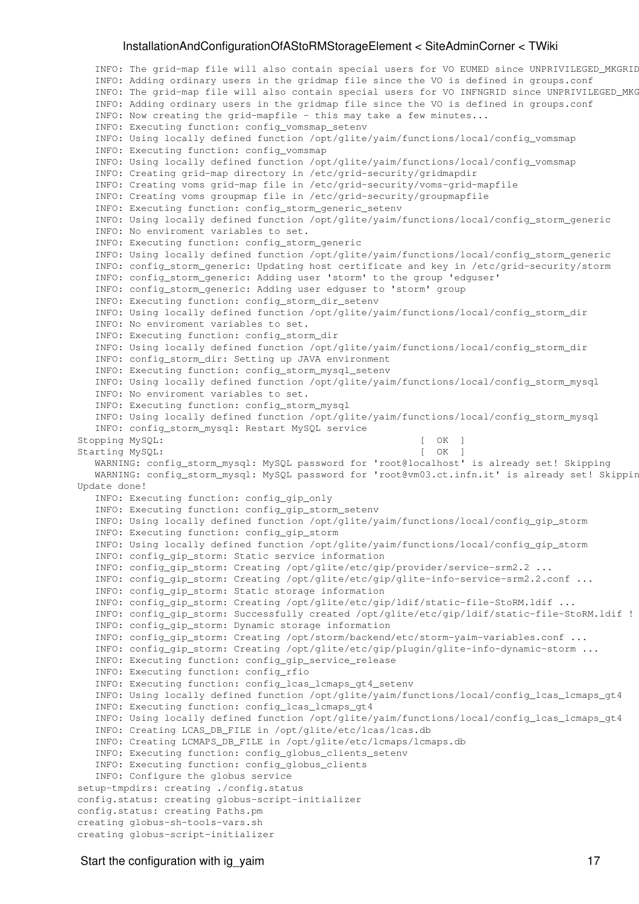```
   INFO: The grid-map file will also contain special users for VO EUMED since UNPRIVILEGED_MKGRID
   INFO: Adding ordinary users in the gridmap file since the VO is defined in groups.conf
   INFO: The grid-map file will also contain special users for VO INFNGRID since UNPRIVILEGED_MKG
   INFO: Adding ordinary users in the gridmap file since the VO is defined in groups.conf
   INFO: Now creating the grid-mapfile - this may take a few minutes...
   INFO: Executing function: config_vomsmap_setenv
   INFO: Using locally defined function /opt/glite/yaim/functions/local/config_vomsmap
   INFO: Executing function: config_vomsmap
   INFO: Using locally defined function /opt/glite/yaim/functions/local/config_vomsmap
   INFO: Creating grid-map directory in /etc/grid-security/gridmapdir
   INFO: Creating voms grid-map file in /etc/grid-security/voms-grid-mapfile
   INFO: Creating voms groupmap file in /etc/grid-security/groupmapfile
   INFO: Executing function: config_storm_generic_setenv
   INFO: Using locally defined function /opt/glite/yaim/functions/local/config_storm_generic
   INFO: No enviroment variables to set.
   INFO: Executing function: config_storm_generic
   INFO: Using locally defined function /opt/glite/yaim/functions/local/config_storm_generic
   INFO: config_storm_generic: Updating host certificate and key in /etc/grid-security/storm
   INFO: config_storm_generic: Adding user 'storm' to the group 'edguser'
   INFO: config_storm_generic: Adding user edguser to 'storm' group
   INFO: Executing function: config_storm_dir_setenv
   INFO: Using locally defined function /opt/glite/yaim/functions/local/config_storm_dir
   INFO: No enviroment variables to set.
   INFO: Executing function: config_storm_dir
   INFO: Using locally defined function /opt/glite/yaim/functions/local/config_storm_dir
   INFO: config_storm_dir: Setting up JAVA environment
   INFO: Executing function: config_storm_mysql_setenv
   INFO: Using locally defined function /opt/glite/yaim/functions/local/config_storm_mysql
   INFO: No enviroment variables to set.
   INFO: Executing function: config_storm_mysql
   INFO: Using locally defined function /opt/glite/yaim/functions/local/config_storm_mysql
   INFO: config_storm_mysql: Restart MySQL service
Stopping MySQL:                                            [  OK  ]
Starting MySQL:                                            [  OK  ]
   WARNING: config_storm_mysql: MySQL password for 'root@localhost' is already set! Skipping
   WARNING: config_storm_mysql: MySQL password for 'root@vm03.ct.infn.it' is already set! Skippin
Update done!
   INFO: Executing function: config_gip_only
   INFO: Executing function: config_gip_storm_setenv
   INFO: Using locally defined function /opt/glite/yaim/functions/local/config_gip_storm
   INFO: Executing function: config_gip_storm
   INFO: Using locally defined function /opt/glite/yaim/functions/local/config_gip_storm
   INFO: config_gip_storm: Static service information
   INFO: config_gip_storm: Creating /opt/glite/etc/gip/provider/service-srm2.2 ...
   INFO: config_gip_storm: Creating /opt/glite/etc/gip/glite-info-service-srm2.2.conf ...
   INFO: config_gip_storm: Static storage information
   INFO: config_gip_storm: Creating /opt/glite/etc/gip/ldif/static-file-StoRM.ldif ...
   INFO: config_gip_storm: Successfully created /opt/glite/etc/gip/ldif/static-file-StoRM.ldif !
   INFO: config_gip_storm: Dynamic storage information
   INFO: config_gip_storm: Creating /opt/storm/backend/etc/storm-yaim-variables.conf ...
   INFO: config_gip_storm: Creating /opt/glite/etc/gip/plugin/glite-info-dynamic-storm ...
   INFO: Executing function: config_gip_service_release
   INFO: Executing function: config_rfio
   INFO: Executing function: config_lcas_lcmaps_gt4_setenv
   INFO: Using locally defined function /opt/glite/yaim/functions/local/config_lcas_lcmaps_gt4
   INFO: Executing function: config_lcas_lcmaps_gt4
   INFO: Using locally defined function /opt/glite/yaim/functions/local/config_lcas_lcmaps_gt4
   INFO: Creating LCAS_DB_FILE in /opt/glite/etc/lcas/lcas.db
   INFO: Creating LCMAPS_DB_FILE in /opt/glite/etc/lcmaps/lcmaps.db
   INFO: Executing function: config_globus_clients_setenv
   INFO: Executing function: config_globus_clients
   INFO: Configure the globus service
setup-tmpdirs: creating ./config.status
config.status: creating globus-script-initializer
config.status: creating Paths.pm
creating globus-sh-tools-vars.sh
creating globus-script-initializer
```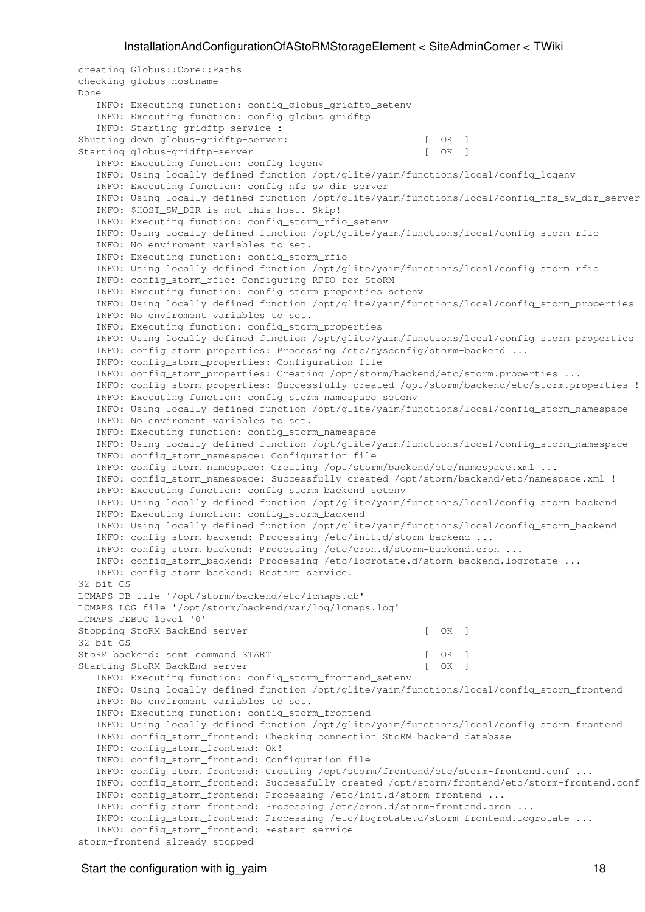```
creating Globus::Core::Paths
checking globus-hostname
Done
   INFO: Executing function: config_globus_gridftp_setenv
   INFO: Executing function: config_globus_gridftp
   INFO: Starting gridftp service :
Shutting down globus-gridftp-server:                       [  OK  ]
Starting globus-gridftp-server                             [  OK  ]
   INFO: Executing function: config_lcgenv
   INFO: Using locally defined function /opt/glite/yaim/functions/local/config_lcgenv
   INFO: Executing function: config_nfs_sw_dir_server
   INFO: Using locally defined function /opt/glite/yaim/functions/local/config_nfs_sw_dir_server
   INFO: $HOST_SW_DIR is not this host. Skip!
   INFO: Executing function: config_storm_rfio_setenv
   INFO: Using locally defined function /opt/glite/yaim/functions/local/config_storm_rfio
   INFO: No enviroment variables to set.
   INFO: Executing function: config_storm_rfio
   INFO: Using locally defined function /opt/glite/yaim/functions/local/config_storm_rfio
   INFO: config_storm_rfio: Configuring RFIO for StoRM
   INFO: Executing function: config_storm_properties_setenv
   INFO: Using locally defined function /opt/glite/yaim/functions/local/config_storm_properties
   INFO: No enviroment variables to set.
   INFO: Executing function: config_storm_properties
   INFO: Using locally defined function /opt/glite/yaim/functions/local/config_storm_properties
   INFO: config_storm_properties: Processing /etc/sysconfig/storm-backend ...
   INFO: config_storm_properties: Configuration file
   INFO: config_storm_properties: Creating /opt/storm/backend/etc/storm.properties ...
   INFO: config_storm_properties: Successfully created /opt/storm/backend/etc/storm.properties !
   INFO: Executing function: config_storm_namespace_setenv
   INFO: Using locally defined function /opt/glite/yaim/functions/local/config_storm_namespace
   INFO: No enviroment variables to set.
   INFO: Executing function: config_storm_namespace
   INFO: Using locally defined function /opt/glite/yaim/functions/local/config_storm_namespace
   INFO: config_storm_namespace: Configuration file
   INFO: config_storm_namespace: Creating /opt/storm/backend/etc/namespace.xml ...
   INFO: config_storm_namespace: Successfully created /opt/storm/backend/etc/namespace.xml !
   INFO: Executing function: config_storm_backend_setenv
   INFO: Using locally defined function /opt/glite/yaim/functions/local/config_storm_backend
   INFO: Executing function: config_storm_backend
   INFO: Using locally defined function /opt/glite/yaim/functions/local/config_storm_backend
   INFO: config_storm_backend: Processing /etc/init.d/storm-backend ...
   INFO: config_storm_backend: Processing /etc/cron.d/storm-backend.cron ...
   INFO: config_storm_backend: Processing /etc/logrotate.d/storm-backend.logrotate ...
   INFO: config_storm_backend: Restart service.
32-bit OS
LCMAPS DB file '/opt/storm/backend/etc/lcmaps.db'
LCMAPS LOG file '/opt/storm/backend/var/log/lcmaps.log'
LCMAPS DEBUG level '0'
Stopping StoRM BackEnd server                              [  OK  ]
32-bit OS
StoRM backend: sent command START                          [  OK  ]
Starting StoRM BackEnd server                              [  OK  ]
   INFO: Executing function: config_storm_frontend_setenv
   INFO: Using locally defined function /opt/glite/yaim/functions/local/config_storm_frontend
   INFO: No enviroment variables to set.
   INFO: Executing function: config_storm_frontend
   INFO: Using locally defined function /opt/glite/yaim/functions/local/config_storm_frontend
   INFO: config_storm_frontend: Checking connection StoRM backend database
   INFO: config_storm_frontend: Ok!
   INFO: config_storm_frontend: Configuration file
   INFO: config_storm_frontend: Creating /opt/storm/frontend/etc/storm-frontend.conf ...
   INFO: config_storm_frontend: Successfully created /opt/storm/frontend/etc/storm-frontend.conf
   INFO: config_storm_frontend: Processing /etc/init.d/storm-frontend ...
   INFO: config_storm_frontend: Processing /etc/cron.d/storm-frontend.cron ...
   INFO: config_storm_frontend: Processing /etc/logrotate.d/storm-frontend.logrotate ...
   INFO: config_storm_frontend: Restart service
storm-frontend already stopped
```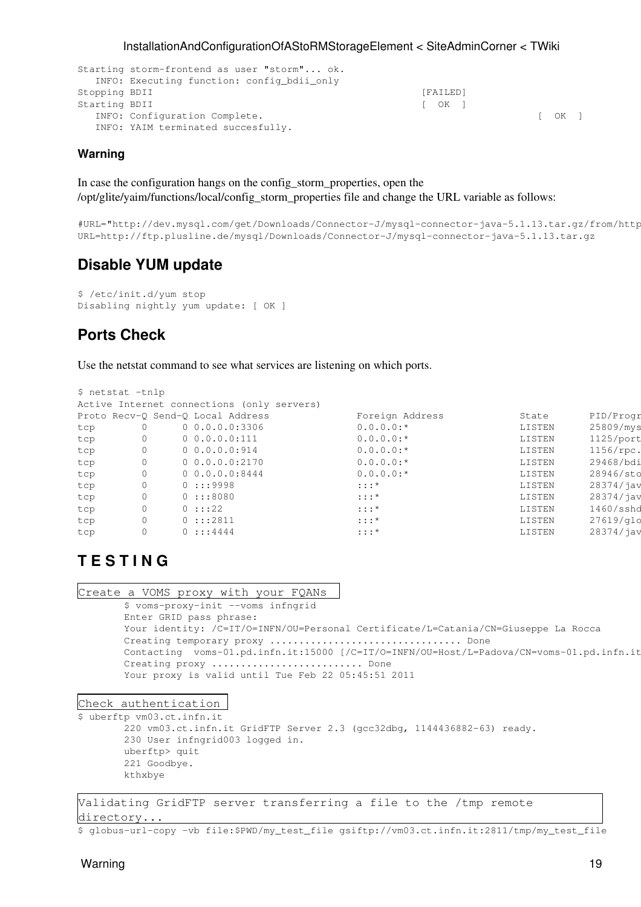```
Starting storm-frontend as user "storm"... ok.
   INFO: Executing function: config_bdii_only
Stopping BDII                                                [FAILED]
Starting BDII                                                [  OK  ]
   INFO: Configuration Complete.                                                   [  OK  ]
   INFO: YAIM terminated succesfully.
```

#### Warning

In case the configuration hangs on the config_storm_properties, open the /opt/glite/yaim/functions/local/config_storm_properties file and change the URL variable as follows:

```
#URL="http://dev.mysql.com/get/Downloads/Connector-J/mysql-connector-java-5.1.13.tar.gz/from/http
URL=http://ftp.plusline.de/mysql/Downloads/Connector-J/mysql-connector-java-5.1.13.tar.gz
```

## Disable YUM update

```
$ /etc/init.d/yum stop
Disabling nightly yum update: [ OK ]
```

## Ports Check

Use the netstat command to see what services are listening on which ports.

```
$ netstat -tnlp
Active Internet connections (only servers)
Proto Recv-Q Send-Q Local Address              Foreign Address            State       PID/Progr
tcp        0      0 0.0.0.0:3306               0.0.0.0:*                  LISTEN      25809/mys
tcp        0      0 0.0.0.0:111                0.0.0.0:*                  LISTEN      1125/port
tcp        0      0 0.0.0.0:914                0.0.0.0:*                  LISTEN      1156/rpc.
tcp        0      0 0.0.0.0:2170               0.0.0.0:*                  LISTEN      29468/bdi
tcp        0      0 0.0.0.0:8444               0.0.0.0:*                  LISTEN      28946/sto
tcp        0      0 :::9998                    :::*                       LISTEN      28374/jav
tcp        0      0 :::8080                    :::*                       LISTEN      28374/jav
tcp        0      0 :::22                      :::*                       LISTEN      1460/sshd
tcp        0      0 :::2811                    :::*                       LISTEN      27619/glo
tcp        0      0 :::4444                    :::*                       LISTEN      28374/jav
```

## T E S T I N G

```
Create a VOMS proxy with your FQANs
        $ voms-proxy-init --voms infngrid
        Enter GRID pass phrase:
        Your identity: /C=IT/O=INFN/OU=Personal Certificate/L=Catania/CN=Giuseppe La Rocca
        Creating temporary proxy ................................ Done
        Contacting  voms-01.pd.infn.it:15000 [/C=IT/O=INFN/OU=Host/L=Padova/CN=voms-01.pd.infn.it
        Creating proxy .......................... Done
        Your proxy is valid until Tue Feb 22 05:45:51 2011
```

```
Check authentication
$ uberftp vm03.ct.infn.it
        220 vm03.ct.infn.it GridFTP Server 2.3 (gcc32dbg, 1144436882-63) ready.
        230 User infngrid003 logged in.
        uberftp> quit
        221 Goodbye.
        kthxbye
```

```
Validating GridFTP server transferring a file to the /tmp remote
directory...
$ globus-url-copy -vb file:$PWD/my_test_file gsiftp://vm03.ct.infn.it:2811/tmp/my_test_file
```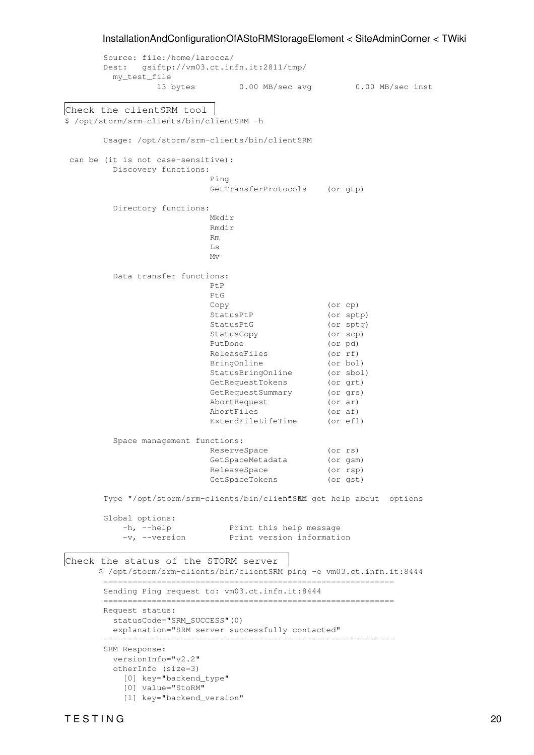```
Source: file:/home/larocca/
Dest:   gsiftp://vm03.ct.infn.it:2811/tmp/
  my_test_file
          13 bytes         0.00 MB/sec avg         0.00 MB/sec inst
```

### Check the clientSRM tool

```
$ /opt/storm/srm-clients/bin/clientSRM -h

       Usage: /opt/storm/srm-clients/bin/clientSRM

 can be (it is not case-sensitive):
         Discovery functions:
                        Ping
                        GetTransferProtocols    (or gtp)

         Directory functions:
                        Mkdir
                        Rmdir
                        Rm
                        Ls
                        Mv

         Data transfer functions:
                        PtP
                        PtG
                        Copy                    (or cp)
                        StatusPtP               (or sptp)
                        StatusPtG               (or sptg)
                        StatusCopy              (or scp)
                        PutDone                 (or pd)
                        ReleaseFiles            (or rf)
                        BringOnline             (or bol)
                        StatusBringOnline       (or sbol)
                        GetRequestTokens        (or grt)
                        GetRequestSummary       (or grs)
                        AbortRequest            (or ar)
                        AbortFiles              (or af)
                        ExtendFileLifeTime      (or efl)

         Space management functions:
                        ReserveSpace            (or rs)
                        GetSpaceMetadata        (or gsm)
                        ReleaseSpace            (or rsp)
                        GetSpaceTokens          (or gst)

       Type "/opt/storm/srm-clients/bin/clientSRM -h" to get help about  options

       Global options:
           -h, --help             Print this help message
           -v, --version          Print version information
```

### Check the status of the STORM server

```
      $ /opt/storm/srm-clients/bin/clientSRM ping -e vm03.ct.infn.it:8444
       ============================================================
       Sending Ping request to: vm03.ct.infn.it:8444
       ============================================================
       Request status:
         statusCode="SRM_SUCCESS"(0)
         explanation="SRM server successfully contacted"
       ============================================================
       SRM Response:
         versionInfo="v2.2"
         otherInfo (size=3)
           [0] key="backend_type"
           [0] value="StoRM"
           [1] key="backend_version"
```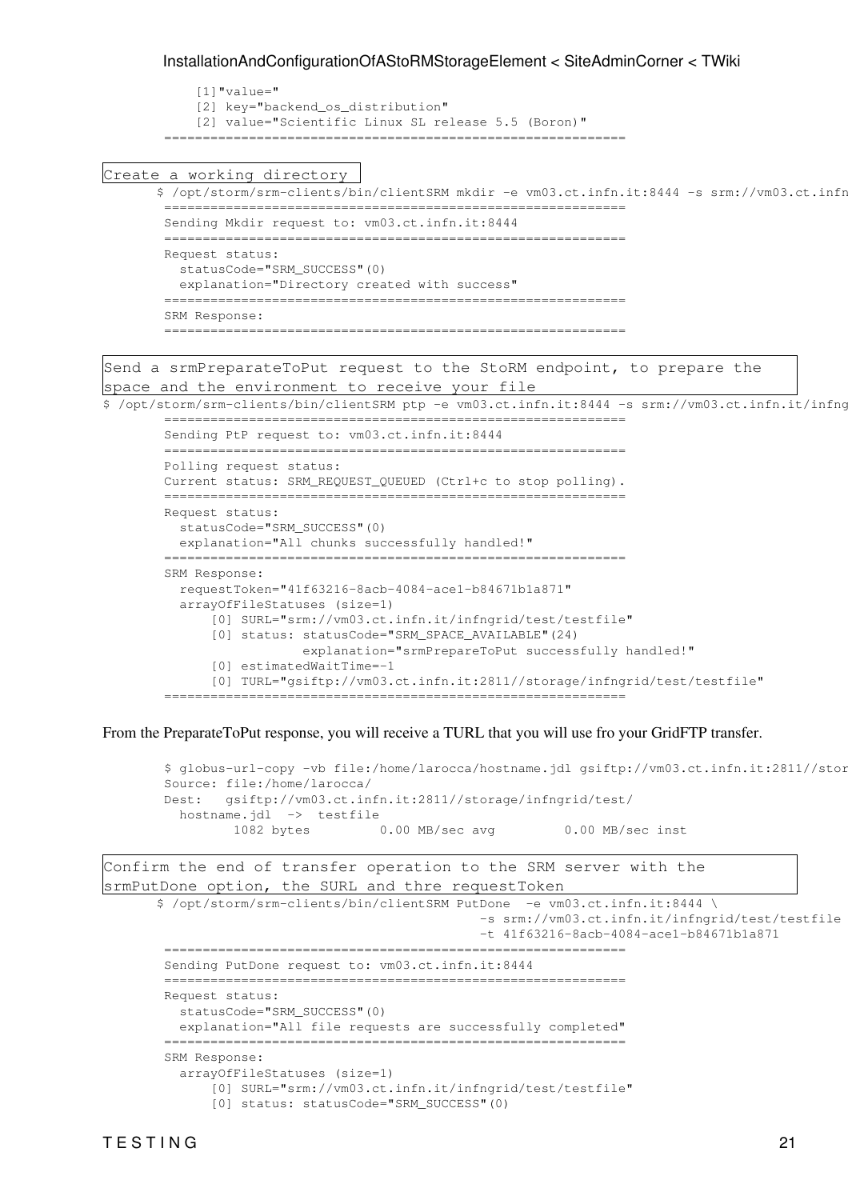```
    [1]"value="
    [2] key="backend_os_distribution"
    [2] value="Scientific Linux SL release 5.5 (Boron)"
  ============================================================
```

```
Create a working directory
```

```
$ /opt/storm/srm-clients/bin/clientSRM mkdir -e vm03.ct.infn.it:8444 -s srm://vm03.ct.infn
  ============================================================
  Sending Mkdir request to: vm03.ct.infn.it:8444
  ============================================================
  Request status:
    statusCode="SRM_SUCCESS"(0)
    explanation="Directory created with success"
  ============================================================
  SRM Response:
  ============================================================
```

```
Send a srmPreparateToPut request to the StoRM endpoint, to prepare the
space and the environment to receive your file
```

```
$ /opt/storm/srm-clients/bin/clientSRM ptp -e vm03.ct.infn.it:8444 -s srm://vm03.ct.infn.it/infng
  ============================================================
  Sending PtP request to: vm03.ct.infn.it:8444
  ============================================================
  Polling request status:
  Current status: SRM_REQUEST_QUEUED (Ctrl+c to stop polling).
  ============================================================
  Request status:
    statusCode="SRM_SUCCESS"(0)
    explanation="All chunks successfully handled!"
  ============================================================
  SRM Response:
    requestToken="41f63216-8acb-4084-ace1-b84671b1a871"
    arrayOfFileStatuses (size=1)
        [0] SURL="srm://vm03.ct.infn.it/infngrid/test/testfile"
        [0] status: statusCode="SRM_SPACE_AVAILABLE"(24)
                    explanation="srmPrepareToPut successfully handled!"
        [0] estimatedWaitTime=-1
        [0] TURL="gsiftp://vm03.ct.infn.it:2811//storage/infngrid/test/testfile"
  ============================================================
```

From the PreparateToPut response, you will receive a TURL that you will use fro your GridFTP transfer.

```
  $ globus-url-copy -vb file:/home/larocca/hostname.jdl gsiftp://vm03.ct.infn.it:2811//stor
  Source: file:/home/larocca/
  Dest:   gsiftp://vm03.ct.infn.it:2811//storage/infngrid/test/
    hostname.jdl  ->  testfile
           1082 bytes         0.00 MB/sec avg         0.00 MB/sec inst
```

```
Confirm the end of transfer operation to the SRM server with the
srmPutDone option, the SURL and thre requestToken
```

```
$ /opt/storm/srm-clients/bin/clientSRM PutDone  -e vm03.ct.infn.it:8444 \
                                      -s srm://vm03.ct.infn.it/infngrid/test/testfile
                                      -t 41f63216-8acb-4084-ace1-b84671b1a871
  ============================================================
  Sending PutDone request to: vm03.ct.infn.it:8444
  ============================================================
  Request status:
    statusCode="SRM_SUCCESS"(0)
    explanation="All file requests are successfully completed"
  ============================================================
  SRM Response:
    arrayOfFileStatuses (size=1)
        [0] SURL="srm://vm03.ct.infn.it/infngrid/test/testfile"
        [0] status: statusCode="SRM_SUCCESS"(0)
```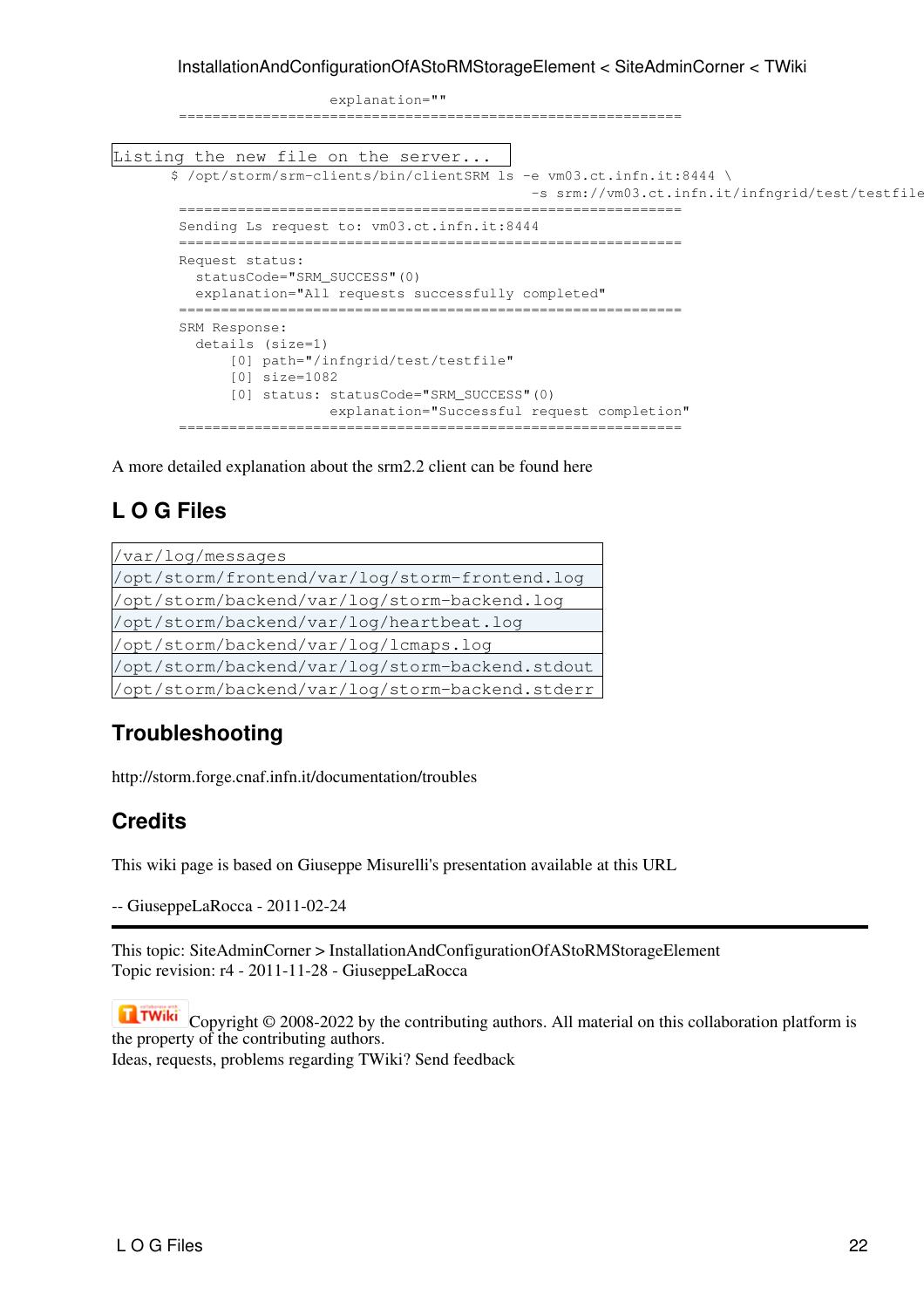```
                  explanation=""
============================================================
```

```
Listing the new file on the server...
```

```
$ /opt/storm/srm-clients/bin/clientSRM ls -e vm03.ct.infn.it:8444 \
                                          -s srm://vm03.ct.infn.it/infngrid/test/testfile
============================================================
Sending Ls request to: vm03.ct.infn.it:8444
============================================================
Request status:
  statusCode="SRM_SUCCESS"(0)
  explanation="All requests successfully completed"
============================================================
SRM Response:
  details (size=1)
      [0] path="/infngrid/test/testfile"
      [0] size=1082
      [0] status: statusCode="SRM_SUCCESS"(0)
                  explanation="Successful request completion"
============================================================
```

A more detailed explanation about the srm2.2 client can be found here

## L O G Files

```
/var/log/messages
/opt/storm/frontend/var/log/storm-frontend.log
/opt/storm/backend/var/log/storm-backend.log
/opt/storm/backend/var/log/heartbeat.log
/opt/storm/backend/var/log/lcmaps.log
/opt/storm/backend/var/log/storm-backend.stdout
/opt/storm/backend/var/log/storm-backend.stderr
```

## Troubleshooting

http://storm.forge.cnaf.infn.it/documentation/troubles

## Credits

This wiki page is based on Giuseppe Misurelli's presentation available at this URL

-- GiuseppeLaRocca - 2011-02-24

---

This topic: SiteAdminCorner > InstallationAndConfigurationOfAStoRMStorageElement
Topic revision: r4 - 2011-11-28 - GiuseppeLaRocca

Copyright © 2008-2022 by the contributing authors. All material on this collaboration platform is the property of the contributing authors.
Ideas, requests, problems regarding TWiki? Send feedback